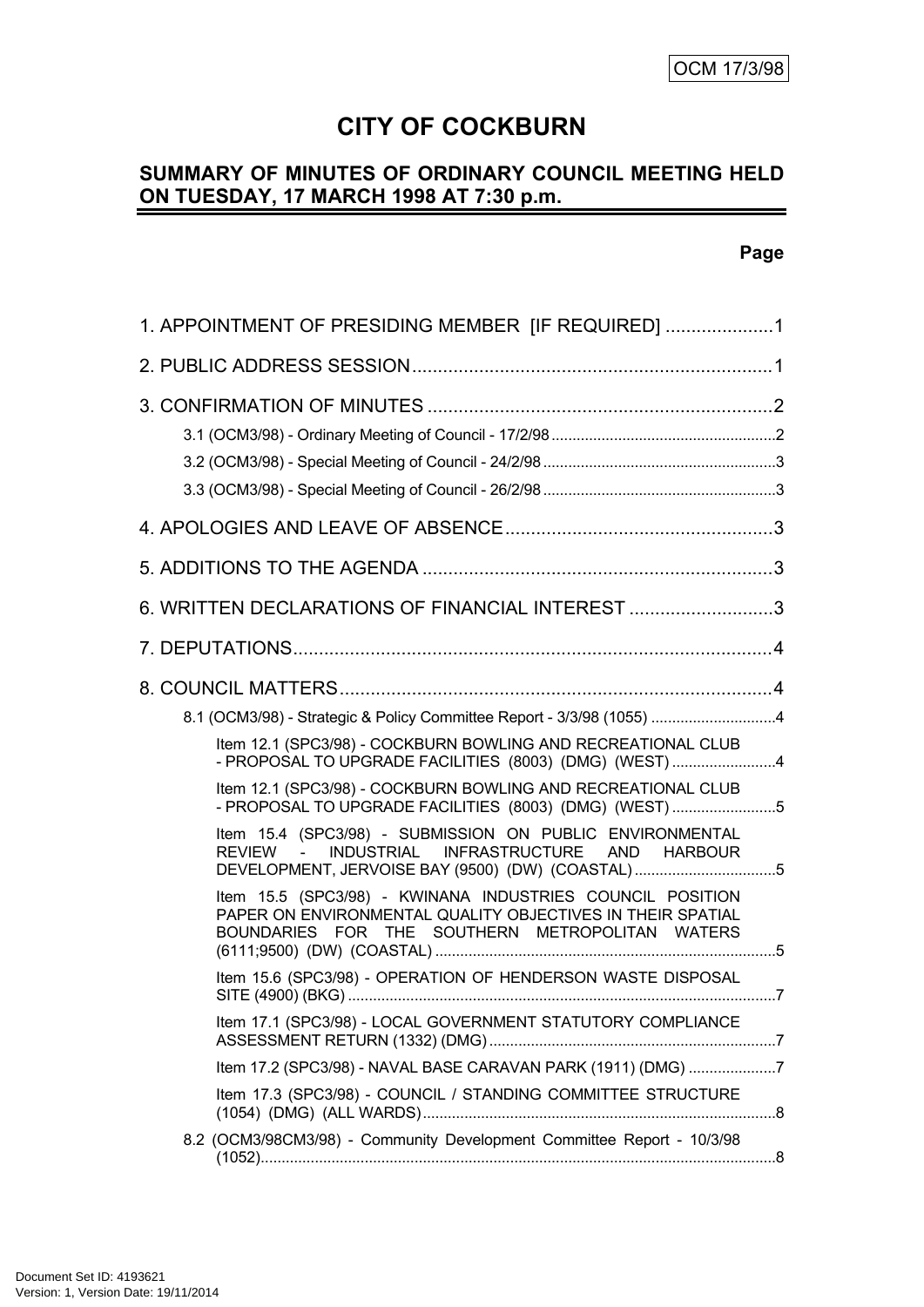OCM 17/3/98

# CITY OF COCKBURN

## SUMMARY OF MINUTES OF ORDINARY COUNCIL MEETING HELD ON TUESDAY, 17 MARCH 1998 AT 7:30 p.m.

**Page**

1. APPOINTMENT OF PRESIDING MEMBER [IF REQUIRED] .....................1

2. PUBLIC ADDRESS SESSION......................................................................1

3. CONFIRMATION OF MINUTES ...................................................................2

- 3.1 (OCM3/98) - Ordinary Meeting of Council - 17/2/98.....................................................2
- 3.2 (OCM3/98) - Special Meeting of Council - 24/2/98.......................................................3
- 3.3 (OCM3/98) - Special Meeting of Council - 26/2/98.......................................................3

4. APOLOGIES AND LEAVE OF ABSENCE....................................................3

5. ADDITIONS TO THE AGENDA ....................................................................3

6. WRITTEN DECLARATIONS OF FINANCIAL INTEREST ............................3

7. DEPUTATIONS............................................................................................4

8. COUNCIL MATTERS....................................................................................4

- 8.1 (OCM3/98) - Strategic & Policy Committee Report - 3/3/98 (1055) .............................4
  - Item 12.1 (SPC3/98) - COCKBURN BOWLING AND RECREATIONAL CLUB - PROPOSAL TO UPGRADE FACILITIES (8003) (DMG) (WEST) .........................4
  - Item 12.1 (SPC3/98) - COCKBURN BOWLING AND RECREATIONAL CLUB - PROPOSAL TO UPGRADE FACILITIES (8003) (DMG) (WEST) .........................5
  - Item 15.4 (SPC3/98) - SUBMISSION ON PUBLIC ENVIRONMENTAL REVIEW - INDUSTRIAL INFRASTRUCTURE AND HARBOUR DEVELOPMENT, JERVOISE BAY (9500) (DW) (COASTAL).................................5
  - Item 15.5 (SPC3/98) - KWINANA INDUSTRIES COUNCIL POSITION PAPER ON ENVIRONMENTAL QUALITY OBJECTIVES IN THEIR SPATIAL BOUNDARIES FOR THE SOUTHERN METROPOLITAN WATERS (6111;9500) (DW) (COASTAL) .................................................................................5
  - Item 15.6 (SPC3/98) - OPERATION OF HENDERSON WASTE DISPOSAL SITE (4900) (BKG) .....................................................................................................7
  - Item 17.1 (SPC3/98) - LOCAL GOVERNMENT STATUTORY COMPLIANCE ASSESSMENT RETURN (1332) (DMG)....................................................................7
  - Item 17.2 (SPC3/98) - NAVAL BASE CARAVAN PARK (1911) (DMG) .....................7
  - Item 17.3 (SPC3/98) - COUNCIL / STANDING COMMITTEE STRUCTURE (1054) (DMG) (ALL WARDS)....................................................................................8
- 8.2 (OCM3/98CM3/98) - Community Development Committee Report - 10/3/98 (1052).........................................................................................................................8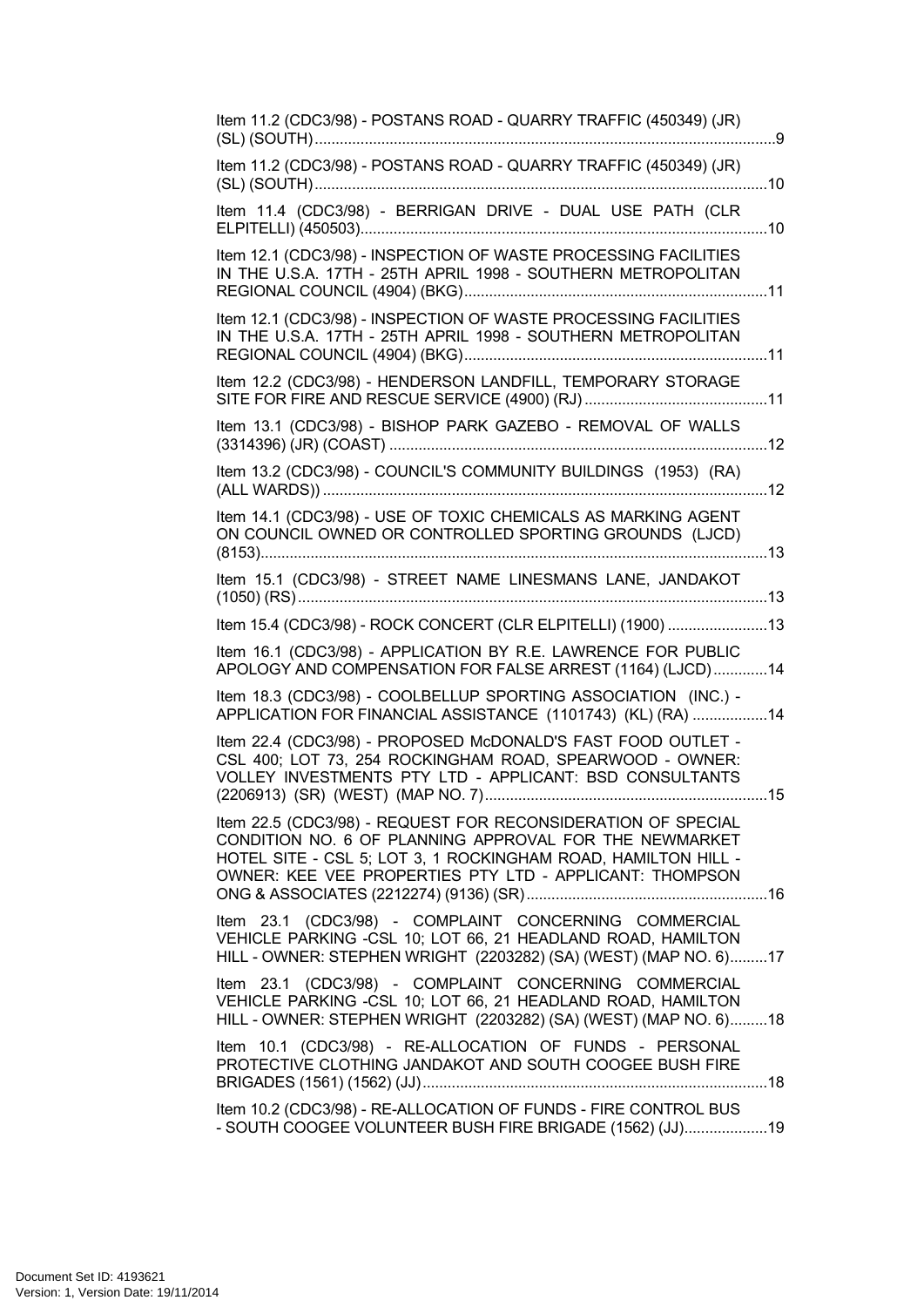Item 11.2 (CDC3/98) - POSTANS ROAD - QUARRY TRAFFIC (450349) (JR) (SL) (SOUTH)....................................................................................................9

Item 11.2 (CDC3/98) - POSTANS ROAD - QUARRY TRAFFIC (450349) (JR) (SL) (SOUTH)....................................................................................................10

Item 11.4 (CDC3/98) - BERRIGAN DRIVE - DUAL USE PATH (CLR ELPITELLI) (450503)....................................................................................................10

Item 12.1 (CDC3/98) - INSPECTION OF WASTE PROCESSING FACILITIES IN THE U.S.A. 17TH - 25TH APRIL 1998 - SOUTHERN METROPOLITAN REGIONAL COUNCIL (4904) (BKG)....................................................................11

Item 12.1 (CDC3/98) - INSPECTION OF WASTE PROCESSING FACILITIES IN THE U.S.A. 17TH - 25TH APRIL 1998 - SOUTHERN METROPOLITAN REGIONAL COUNCIL (4904) (BKG)....................................................................11

Item 12.2 (CDC3/98) - HENDERSON LANDFILL, TEMPORARY STORAGE SITE FOR FIRE AND RESCUE SERVICE (4900) (RJ)........................................11

Item 13.1 (CDC3/98) - BISHOP PARK GAZEBO - REMOVAL OF WALLS (3314396) (JR) (COAST) ....................................................................................12

Item 13.2 (CDC3/98) - COUNCIL'S COMMUNITY BUILDINGS (1953) (RA) (ALL WARDS)) ....................................................................................................12

Item 14.1 (CDC3/98) - USE OF TOXIC CHEMICALS AS MARKING AGENT ON COUNCIL OWNED OR CONTROLLED SPORTING GROUNDS (LJCD) (8153)....................................................................................................................13

Item 15.1 (CDC3/98) - STREET NAME LINESMANS LANE, JANDAKOT (1050) (RS)..........................................................................................................13

Item 15.4 (CDC3/98) - ROCK CONCERT (CLR ELPITELLI) (1900) ........................13

Item 16.1 (CDC3/98) - APPLICATION BY R.E. LAWRENCE FOR PUBLIC APOLOGY AND COMPENSATION FOR FALSE ARREST (1164) (LJCD).............14

Item 18.3 (CDC3/98) - COOLBELLUP SPORTING ASSOCIATION (INC.) - APPLICATION FOR FINANCIAL ASSISTANCE (1101743) (KL) (RA) ..................14

Item 22.4 (CDC3/98) - PROPOSED McDONALD'S FAST FOOD OUTLET - CSL 400; LOT 73, 254 ROCKINGHAM ROAD, SPEARWOOD - OWNER: VOLLEY INVESTMENTS PTY LTD - APPLICANT: BSD CONSULTANTS (2206913) (SR) (WEST) (MAP NO. 7)....................................................................15

Item 22.5 (CDC3/98) - REQUEST FOR RECONSIDERATION OF SPECIAL CONDITION NO. 6 OF PLANNING APPROVAL FOR THE NEWMARKET HOTEL SITE - CSL 5; LOT 3, 1 ROCKINGHAM ROAD, HAMILTON HILL - OWNER: KEE VEE PROPERTIES PTY LTD - APPLICANT: THOMPSON ONG & ASSOCIATES (2212274) (9136) (SR)..........................................................16

Item 23.1 (CDC3/98) - COMPLAINT CONCERNING COMMERCIAL VEHICLE PARKING -CSL 10; LOT 66, 21 HEADLAND ROAD, HAMILTON HILL - OWNER: STEPHEN WRIGHT (2203282) (SA) (WEST) (MAP NO. 6).........17

Item 23.1 (CDC3/98) - COMPLAINT CONCERNING COMMERCIAL VEHICLE PARKING -CSL 10; LOT 66, 21 HEADLAND ROAD, HAMILTON HILL - OWNER: STEPHEN WRIGHT (2203282) (SA) (WEST) (MAP NO. 6).........18

Item 10.1 (CDC3/98) - RE-ALLOCATION OF FUNDS - PERSONAL PROTECTIVE CLOTHING JANDAKOT AND SOUTH COOGEE BUSH FIRE BRIGADES (1561) (1562) (JJ)..................................................................................18

Item 10.2 (CDC3/98) - RE-ALLOCATION OF FUNDS - FIRE CONTROL BUS - SOUTH COOGEE VOLUNTEER BUSH FIRE BRIGADE (1562) (JJ)....................19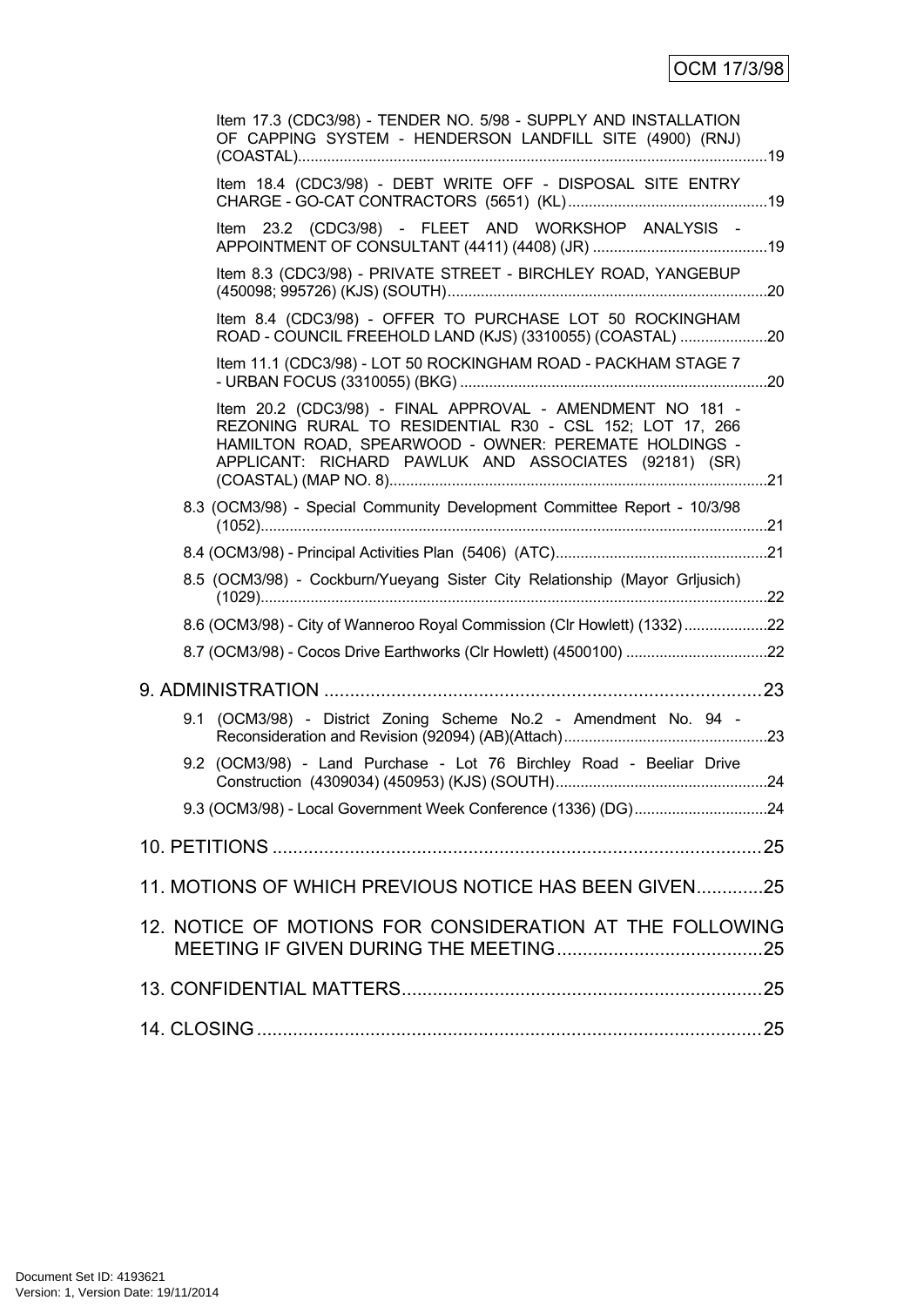Item 17.3 (CDC3/98) - TENDER NO. 5/98 - SUPPLY AND INSTALLATION OF CAPPING SYSTEM - HENDERSON LANDFILL SITE (4900) (RNJ) (COASTAL)....................19

Item 18.4 (CDC3/98) - DEBT WRITE OFF - DISPOSAL SITE ENTRY CHARGE - GO-CAT CONTRACTORS (5651) (KL)....................19

Item 23.2 (CDC3/98) - FLEET AND WORKSHOP ANALYSIS - APPOINTMENT OF CONSULTANT (4411) (4408) (JR)....................19

Item 8.3 (CDC3/98) - PRIVATE STREET - BIRCHLEY ROAD, YANGEBUP (450098; 995726) (KJS) (SOUTH)....................20

Item 8.4 (CDC3/98) - OFFER TO PURCHASE LOT 50 ROCKINGHAM ROAD - COUNCIL FREEHOLD LAND (KJS) (3310055) (COASTAL)....................20

Item 11.1 (CDC3/98) - LOT 50 ROCKINGHAM ROAD - PACKHAM STAGE 7 - URBAN FOCUS (3310055) (BKG)....................20

Item 20.2 (CDC3/98) - FINAL APPROVAL - AMENDMENT NO 181 - REZONING RURAL TO RESIDENTIAL R30 - CSL 152; LOT 17, 266 HAMILTON ROAD, SPEARWOOD - OWNER: PEREMATE HOLDINGS - APPLICANT: RICHARD PAWLUK AND ASSOCIATES (92181) (SR) (COASTAL) (MAP NO. 8)....................21

8.3 (OCM3/98) - Special Community Development Committee Report - 10/3/98 (1052)....................21

8.4 (OCM3/98) - Principal Activities Plan (5406) (ATC)....................21

8.5 (OCM3/98) - Cockburn/Yueyang Sister City Relationship (Mayor Grljusich) (1029)....................22

8.6 (OCM3/98) - City of Wanneroo Royal Commission (Clr Howlett) (1332)....................22

8.7 (OCM3/98) - Cocos Drive Earthworks (Clr Howlett) (4500100)....................22

9. ADMINISTRATION....................23

9.1 (OCM3/98) - District Zoning Scheme No.2 - Amendment No. 94 - Reconsideration and Revision (92094) (AB)(Attach)....................23

9.2 (OCM3/98) - Land Purchase - Lot 76 Birchley Road - Beeliar Drive Construction (4309034) (450953) (KJS) (SOUTH)....................24

9.3 (OCM3/98) - Local Government Week Conference (1336) (DG)....................24

10. PETITIONS....................25

11. MOTIONS OF WHICH PREVIOUS NOTICE HAS BEEN GIVEN....................25

12. NOTICE OF MOTIONS FOR CONSIDERATION AT THE FOLLOWING MEETING IF GIVEN DURING THE MEETING....................25

13. CONFIDENTIAL MATTERS....................25

14. CLOSING....................25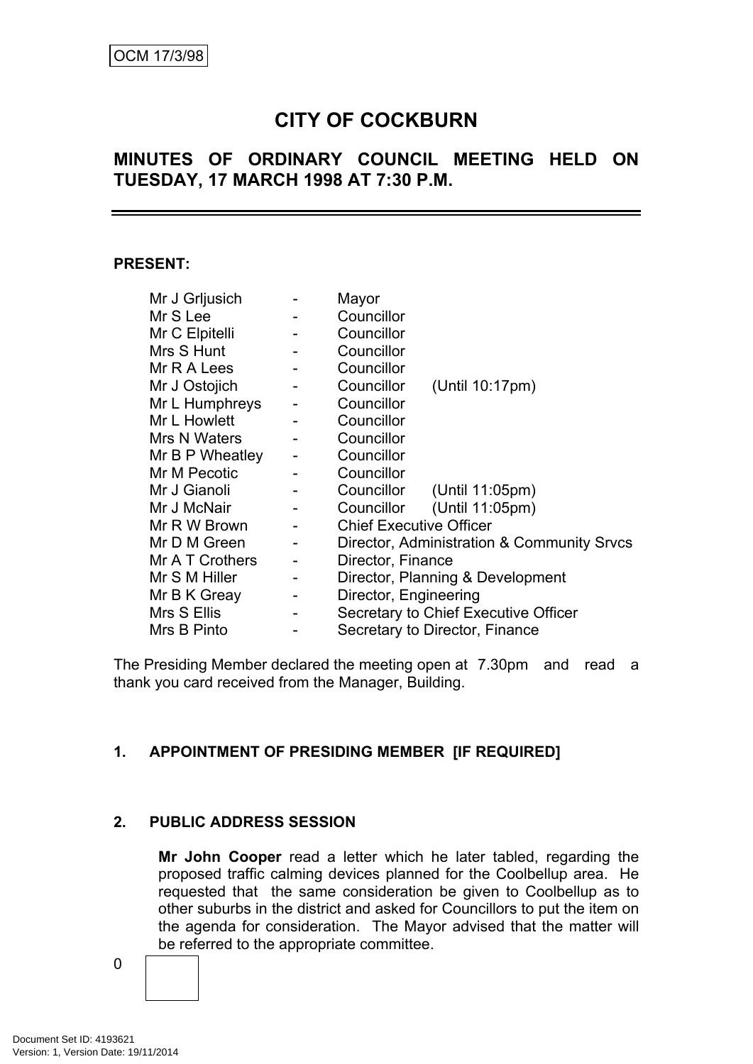OCM 17/3/98

# CITY OF COCKBURN

## MINUTES OF ORDINARY COUNCIL MEETING HELD ON TUESDAY, 17 MARCH 1998 AT 7:30 P.M.

**PRESENT:**

| | | | |
|---|---|---|---|
| Mr J Grljusich | - | Mayor | |
| Mr S Lee | - | Councillor | |
| Mr C Elpitelli | - | Councillor | |
| Mrs S Hunt | - | Councillor | |
| Mr R A Lees | - | Councillor | |
| Mr J Ostojich | - | Councillor | (Until 10:17pm) |
| Mr L Humphreys | - | Councillor | |
| Mr L Howlett | - | Councillor | |
| Mrs N Waters | - | Councillor | |
| Mr B P Wheatley | - | Councillor | |
| Mr M Pecotic | - | Councillor | |
| Mr J Gianoli | - | Councillor | (Until 11:05pm) |
| Mr J McNair | - | Councillor | (Until 11:05pm) |
| Mr R W Brown | - | Chief Executive Officer | |
| Mr D M Green | - | Director, Administration & Community Srvcs | |
| Mr A T Crothers | - | Director, Finance | |
| Mr S M Hiller | - | Director, Planning & Development | |
| Mr B K Greay | - | Director, Engineering | |
| Mrs S Ellis | - | Secretary to Chief Executive Officer | |
| Mrs B Pinto | - | Secretary to Director, Finance | |

The Presiding Member declared the meeting open at 7.30pm and read a thank you card received from the Manager, Building.

### 1. APPOINTMENT OF PRESIDING MEMBER [IF REQUIRED]

### 2. PUBLIC ADDRESS SESSION

**Mr John Cooper** read a letter which he later tabled, regarding the proposed traffic calming devices planned for the Coolbellup area. He requested that the same consideration be given to Coolbellup as to other suburbs in the district and asked for Councillors to put the item on the agenda for consideration. The Mayor advised that the matter will be referred to the appropriate committee.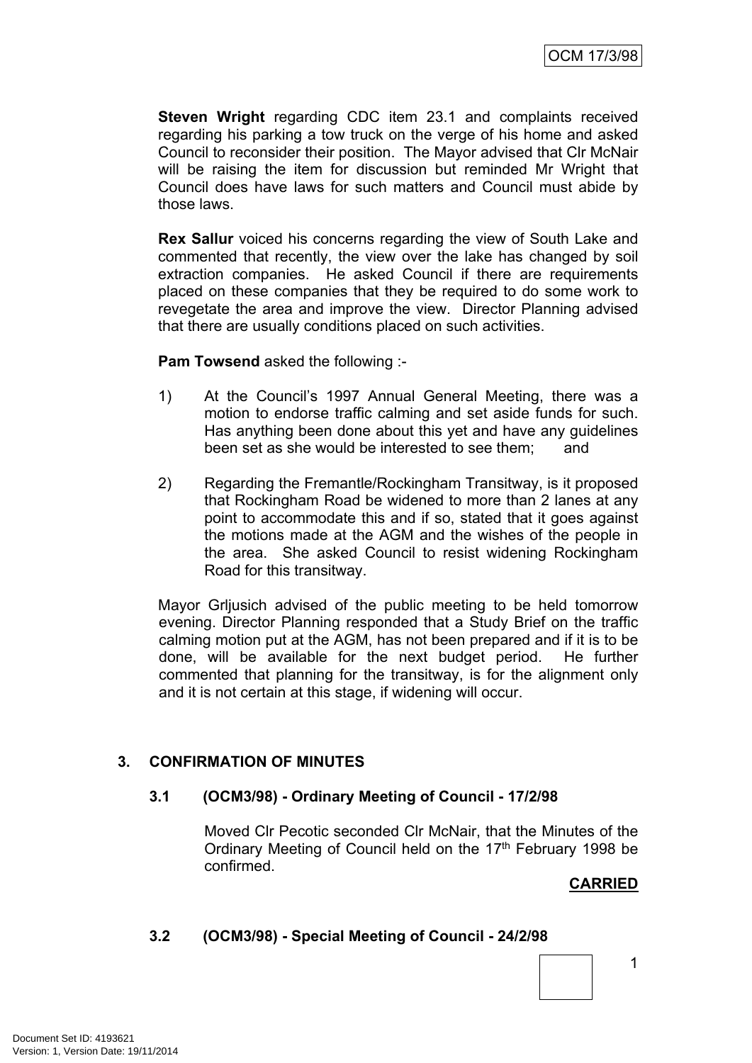**Steven Wright** regarding CDC item 23.1 and complaints received regarding his parking a tow truck on the verge of his home and asked Council to reconsider their position. The Mayor advised that Clr McNair will be raising the item for discussion but reminded Mr Wright that Council does have laws for such matters and Council must abide by those laws.

**Rex Sallur** voiced his concerns regarding the view of South Lake and commented that recently, the view over the lake has changed by soil extraction companies. He asked Council if there are requirements placed on these companies that they be required to do some work to revegetate the area and improve the view. Director Planning advised that there are usually conditions placed on such activities.

**Pam Towsend** asked the following :-

1) At the Council's 1997 Annual General Meeting, there was a motion to endorse traffic calming and set aside funds for such. Has anything been done about this yet and have any guidelines been set as she would be interested to see them; and

2) Regarding the Fremantle/Rockingham Transitway, is it proposed that Rockingham Road be widened to more than 2 lanes at any point to accommodate this and if so, stated that it goes against the motions made at the AGM and the wishes of the people in the area. She asked Council to resist widening Rockingham Road for this transitway.

Mayor Grljusich advised of the public meeting to be held tomorrow evening. Director Planning responded that a Study Brief on the traffic calming motion put at the AGM, has not been prepared and if it is to be done, will be available for the next budget period. He further commented that planning for the transitway, is for the alignment only and it is not certain at this stage, if widening will occur.

## 3. CONFIRMATION OF MINUTES

### 3.1 (OCM3/98) - Ordinary Meeting of Council - 17/2/98

Moved Clr Pecotic seconded Clr McNair, that the Minutes of the Ordinary Meeting of Council held on the 17th February 1998 be confirmed.

**CARRIED**

### 3.2 (OCM3/98) - Special Meeting of Council - 24/2/98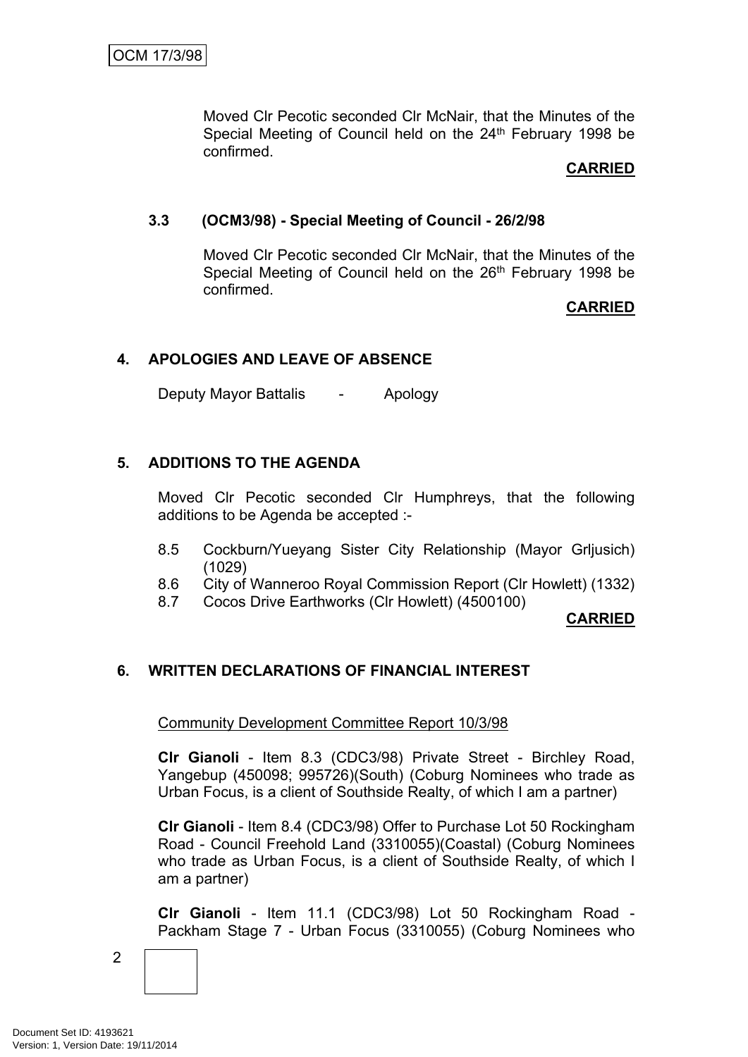Moved Clr Pecotic seconded Clr McNair, that the Minutes of the Special Meeting of Council held on the 24th February 1998 be confirmed.

**CARRIED**

### 3.3 (OCM3/98) - Special Meeting of Council - 26/2/98

Moved Clr Pecotic seconded Clr McNair, that the Minutes of the Special Meeting of Council held on the 26th February 1998 be confirmed.

**CARRIED**

## 4. APOLOGIES AND LEAVE OF ABSENCE

Deputy Mayor Battalis - Apology

## 5. ADDITIONS TO THE AGENDA

Moved Clr Pecotic seconded Clr Humphreys, that the following additions to be Agenda be accepted :-

8.5 Cockburn/Yueyang Sister City Relationship (Mayor Grljusich) (1029)
8.6 City of Wanneroo Royal Commission Report (Clr Howlett) (1332)
8.7 Cocos Drive Earthworks (Clr Howlett) (4500100)

**CARRIED**

## 6. WRITTEN DECLARATIONS OF FINANCIAL INTEREST

Community Development Committee Report 10/3/98

**Clr Gianoli** - Item 8.3 (CDC3/98) Private Street - Birchley Road, Yangebup (450098; 995726)(South) (Coburg Nominees who trade as Urban Focus, is a client of Southside Realty, of which I am a partner)

**Clr Gianoli** - Item 8.4 (CDC3/98) Offer to Purchase Lot 50 Rockingham Road - Council Freehold Land (3310055)(Coastal) (Coburg Nominees who trade as Urban Focus, is a client of Southside Realty, of which I am a partner)

**Clr Gianoli** - Item 11.1 (CDC3/98) Lot 50 Rockingham Road - Packham Stage 7 - Urban Focus (3310055) (Coburg Nominees who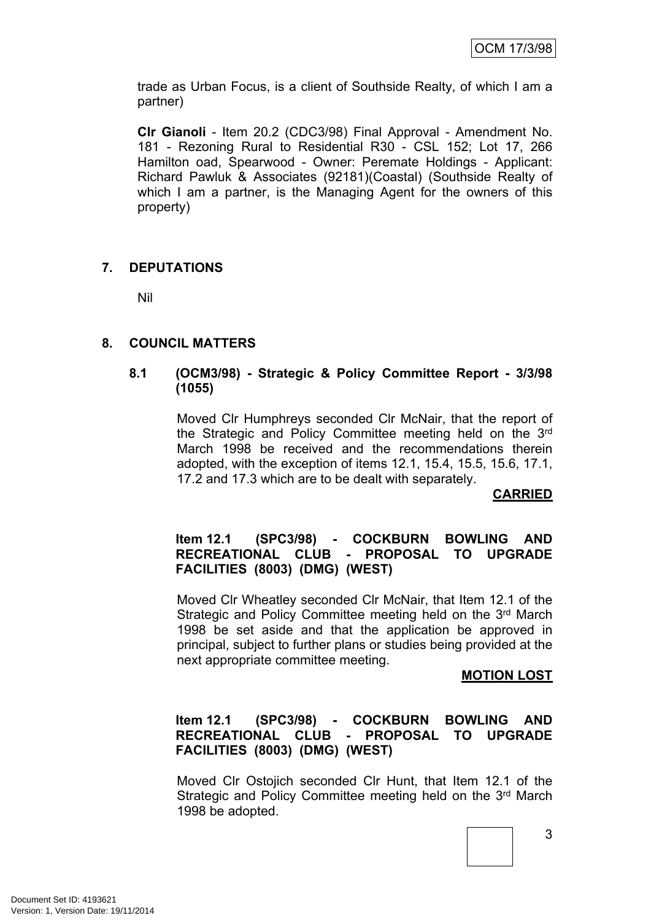trade as Urban Focus, is a client of Southside Realty, of which I am a partner)

**Clr Gianoli** - Item 20.2 (CDC3/98) Final Approval - Amendment No. 181 - Rezoning Rural to Residential R30 - CSL 152; Lot 17, 266 Hamilton oad, Spearwood - Owner: Peremate Holdings - Applicant: Richard Pawluk & Associates (92181)(Coastal) (Southside Realty of which I am a partner, is the Managing Agent for the owners of this property)

## 7. DEPUTATIONS

Nil

## 8. COUNCIL MATTERS

### 8.1 (OCM3/98) - Strategic & Policy Committee Report - 3/3/98 (1055)

Moved Clr Humphreys seconded Clr McNair, that the report of the Strategic and Policy Committee meeting held on the 3rd March 1998 be received and the recommendations therein adopted, with the exception of items 12.1, 15.4, 15.5, 15.6, 17.1, 17.2 and 17.3 which are to be dealt with separately.

**CARRIED**

**Item 12.1 (SPC3/98) - COCKBURN BOWLING AND RECREATIONAL CLUB - PROPOSAL TO UPGRADE FACILITIES (8003) (DMG) (WEST)**

Moved Clr Wheatley seconded Clr McNair, that Item 12.1 of the Strategic and Policy Committee meeting held on the 3rd March 1998 be set aside and that the application be approved in principal, subject to further plans or studies being provided at the next appropriate committee meeting.

**MOTION LOST**

**Item 12.1 (SPC3/98) - COCKBURN BOWLING AND RECREATIONAL CLUB - PROPOSAL TO UPGRADE FACILITIES (8003) (DMG) (WEST)**

Moved Clr Ostojich seconded Clr Hunt, that Item 12.1 of the Strategic and Policy Committee meeting held on the 3rd March 1998 be adopted.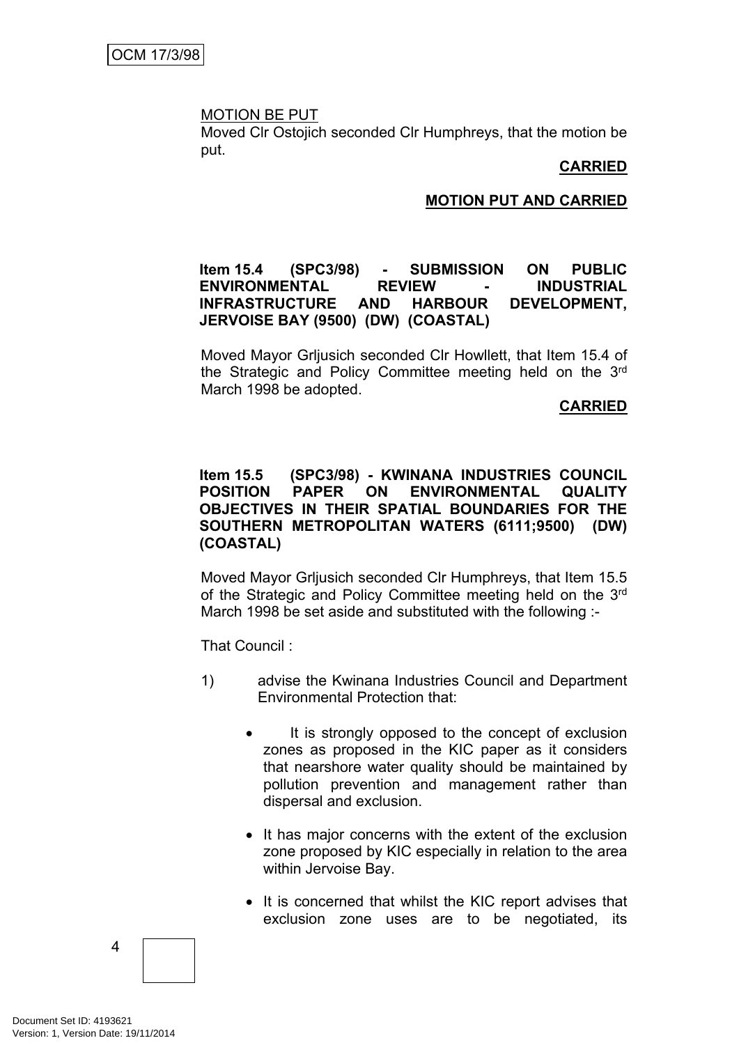MOTION BE PUT

Moved Clr Ostojich seconded Clr Humphreys, that the motion be put.

**CARRIED**

**MOTION PUT AND CARRIED**

**Item 15.4 (SPC3/98) - SUBMISSION ON PUBLIC ENVIRONMENTAL REVIEW - INDUSTRIAL INFRASTRUCTURE AND HARBOUR DEVELOPMENT, JERVOISE BAY (9500) (DW) (COASTAL)**

Moved Mayor Grljusich seconded Clr Howllett, that Item 15.4 of the Strategic and Policy Committee meeting held on the 3rd March 1998 be adopted.

**CARRIED**

**Item 15.5 (SPC3/98) - KWINANA INDUSTRIES COUNCIL POSITION PAPER ON ENVIRONMENTAL QUALITY OBJECTIVES IN THEIR SPATIAL BOUNDARIES FOR THE SOUTHERN METROPOLITAN WATERS (6111;9500) (DW) (COASTAL)**

Moved Mayor Grljusich seconded Clr Humphreys, that Item 15.5 of the Strategic and Policy Committee meeting held on the 3rd March 1998 be set aside and substituted with the following :-

That Council :

1) advise the Kwinana Industries Council and Department Environmental Protection that:

- It is strongly opposed to the concept of exclusion zones as proposed in the KIC paper as it considers that nearshore water quality should be maintained by pollution prevention and management rather than dispersal and exclusion.
- It has major concerns with the extent of the exclusion zone proposed by KIC especially in relation to the area within Jervoise Bay.
- It is concerned that whilst the KIC report advises that exclusion zone uses are to be negotiated, its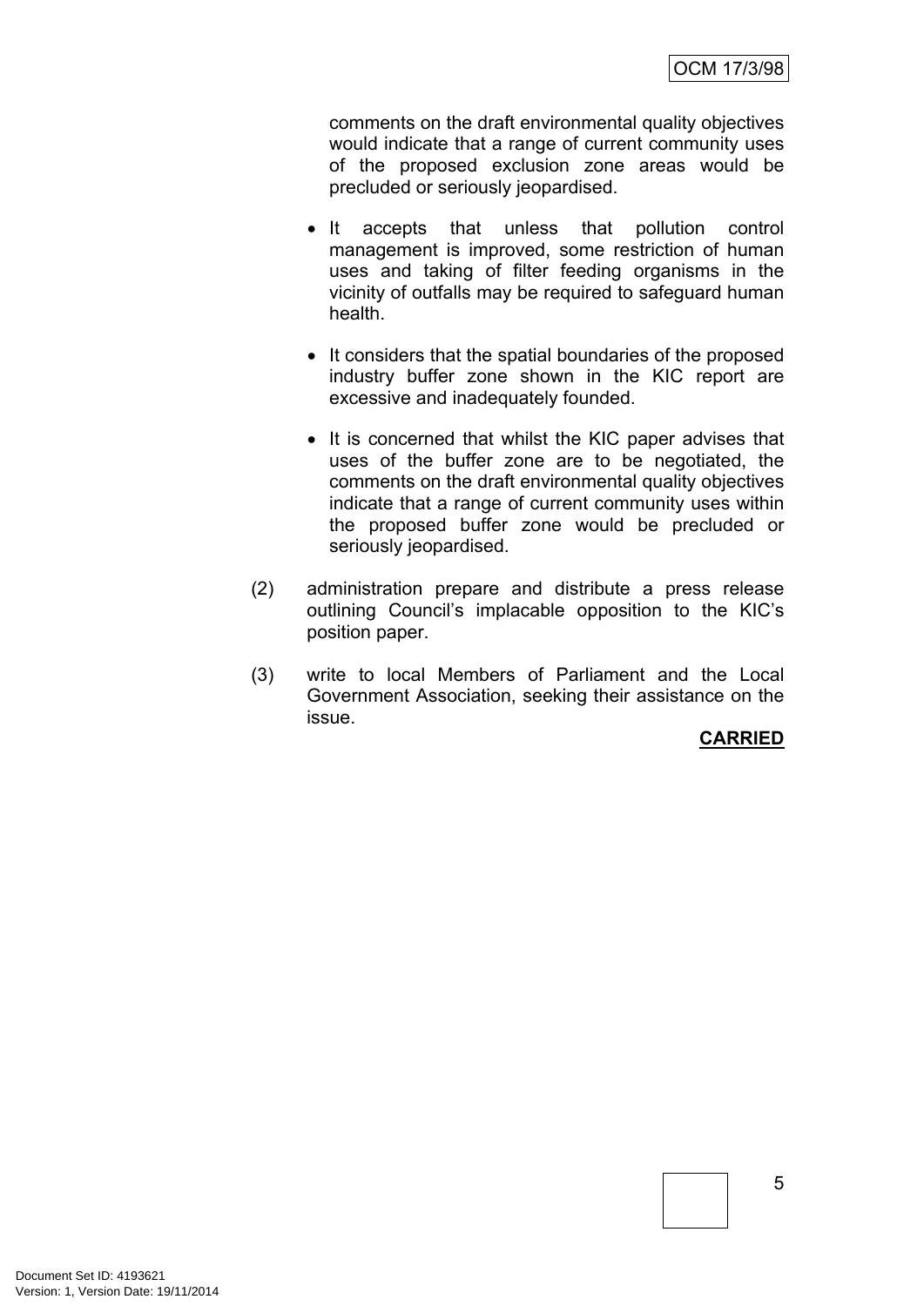comments on the draft environmental quality objectives would indicate that a range of current community uses of the proposed exclusion zone areas would be precluded or seriously jeopardised.

- It accepts that unless that pollution control management is improved, some restriction of human uses and taking of filter feeding organisms in the vicinity of outfalls may be required to safeguard human health.

- It considers that the spatial boundaries of the proposed industry buffer zone shown in the KIC report are excessive and inadequately founded.

- It is concerned that whilst the KIC paper advises that uses of the buffer zone are to be negotiated, the comments on the draft environmental quality objectives indicate that a range of current community uses within the proposed buffer zone would be precluded or seriously jeopardised.

(2) administration prepare and distribute a press release outlining Council's implacable opposition to the KIC's position paper.

(3) write to local Members of Parliament and the Local Government Association, seeking their assistance on the issue.

**CARRIED**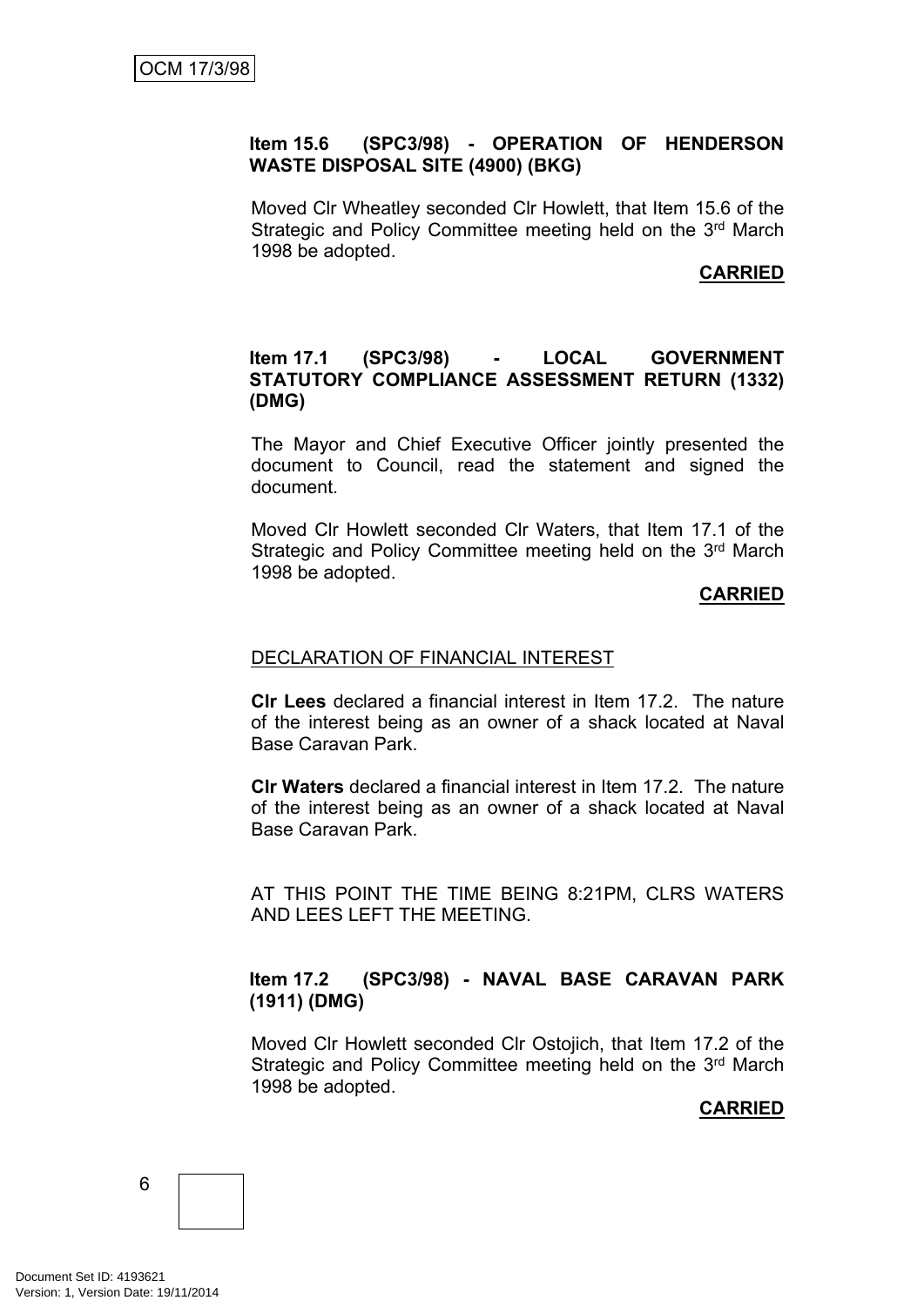**Item 15.6 (SPC3/98) - OPERATION OF HENDERSON WASTE DISPOSAL SITE (4900) (BKG)**

Moved Clr Wheatley seconded Clr Howlett, that Item 15.6 of the Strategic and Policy Committee meeting held on the 3rd March 1998 be adopted.

**CARRIED**

**Item 17.1 (SPC3/98) - LOCAL GOVERNMENT STATUTORY COMPLIANCE ASSESSMENT RETURN (1332) (DMG)**

The Mayor and Chief Executive Officer jointly presented the document to Council, read the statement and signed the document.

Moved Clr Howlett seconded Clr Waters, that Item 17.1 of the Strategic and Policy Committee meeting held on the 3rd March 1998 be adopted.

**CARRIED**

DECLARATION OF FINANCIAL INTEREST

**Clr Lees** declared a financial interest in Item 17.2. The nature of the interest being as an owner of a shack located at Naval Base Caravan Park.

**Clr Waters** declared a financial interest in Item 17.2. The nature of the interest being as an owner of a shack located at Naval Base Caravan Park.

AT THIS POINT THE TIME BEING 8:21PM, CLRS WATERS AND LEES LEFT THE MEETING.

**Item 17.2 (SPC3/98) - NAVAL BASE CARAVAN PARK (1911) (DMG)**

Moved Clr Howlett seconded Clr Ostojich, that Item 17.2 of the Strategic and Policy Committee meeting held on the 3rd March 1998 be adopted.

**CARRIED**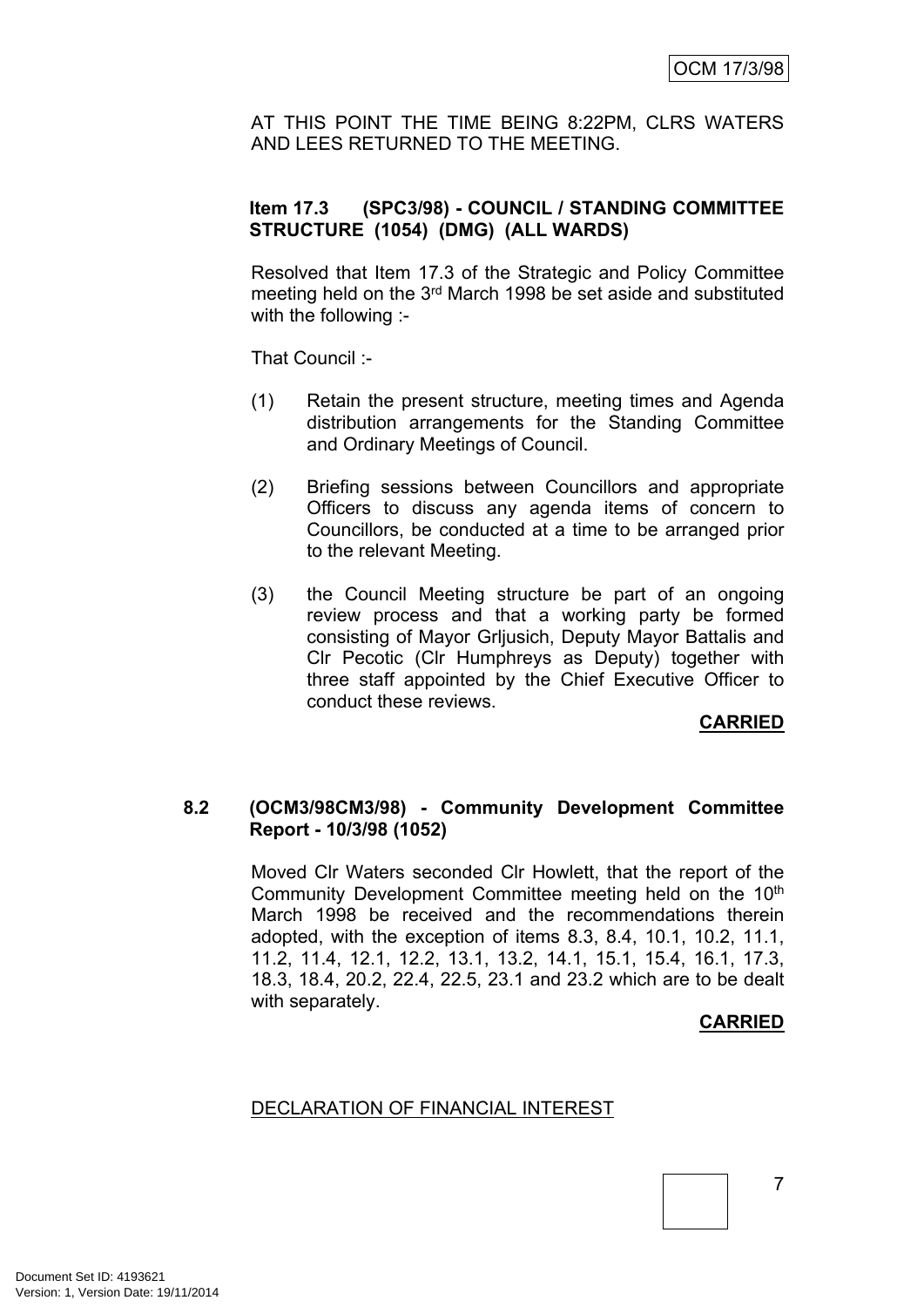AT THIS POINT THE TIME BEING 8:22PM, CLRS WATERS AND LEES RETURNED TO THE MEETING.

**Item 17.3 (SPC3/98) - COUNCIL / STANDING COMMITTEE STRUCTURE (1054) (DMG) (ALL WARDS)**

Resolved that Item 17.3 of the Strategic and Policy Committee meeting held on the 3rd March 1998 be set aside and substituted with the following :-

That Council :-

(1) Retain the present structure, meeting times and Agenda distribution arrangements for the Standing Committee and Ordinary Meetings of Council.

(2) Briefing sessions between Councillors and appropriate Officers to discuss any agenda items of concern to Councillors, be conducted at a time to be arranged prior to the relevant Meeting.

(3) the Council Meeting structure be part of an ongoing review process and that a working party be formed consisting of Mayor Grljusich, Deputy Mayor Battalis and Clr Pecotic (Clr Humphreys as Deputy) together with three staff appointed by the Chief Executive Officer to conduct these reviews.

**CARRIED**

**8.2 (OCM3/98CM3/98) - Community Development Committee Report - 10/3/98 (1052)**

Moved Clr Waters seconded Clr Howlett, that the report of the Community Development Committee meeting held on the 10th March 1998 be received and the recommendations therein adopted, with the exception of items 8.3, 8.4, 10.1, 10.2, 11.1, 11.2, 11.4, 12.1, 12.2, 13.1, 13.2, 14.1, 15.1, 15.4, 16.1, 17.3, 18.3, 18.4, 20.2, 22.4, 22.5, 23.1 and 23.2 which are to be dealt with separately.

**CARRIED**

DECLARATION OF FINANCIAL INTEREST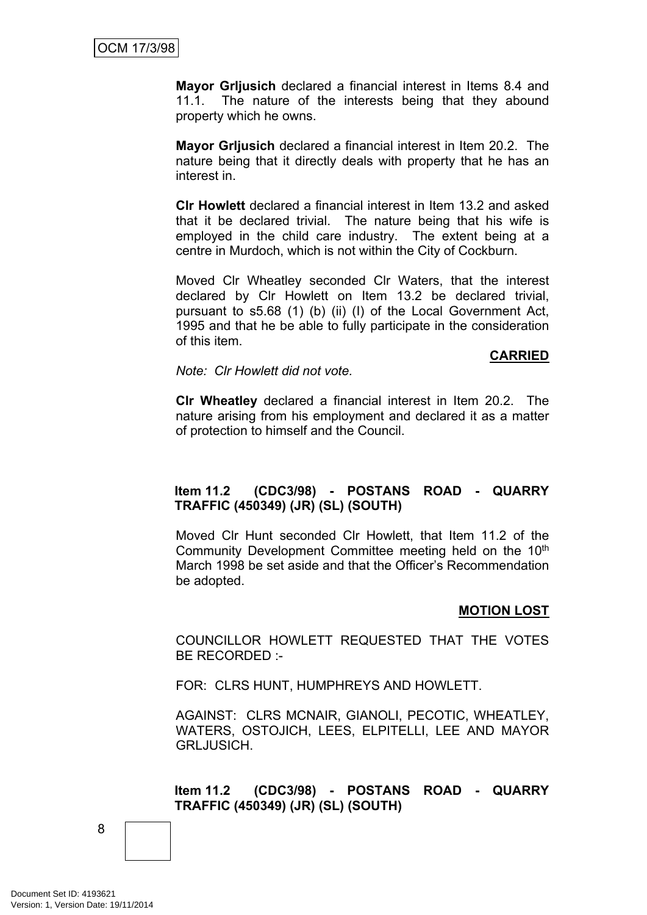**Mayor Grljusich** declared a financial interest in Items 8.4 and 11.1. The nature of the interests being that they abound property which he owns.

**Mayor Grljusich** declared a financial interest in Item 20.2. The nature being that it directly deals with property that he has an interest in.

**Clr Howlett** declared a financial interest in Item 13.2 and asked that it be declared trivial. The nature being that his wife is employed in the child care industry. The extent being at a centre in Murdoch, which is not within the City of Cockburn.

Moved Clr Wheatley seconded Clr Waters, that the interest declared by Clr Howlett on Item 13.2 be declared trivial, pursuant to s5.68 (1) (b) (ii) (I) of the Local Government Act, 1995 and that he be able to fully participate in the consideration of this item.

**CARRIED**

*Note: Clr Howlett did not vote.*

**Clr Wheatley** declared a financial interest in Item 20.2. The nature arising from his employment and declared it as a matter of protection to himself and the Council.

**Item 11.2 (CDC3/98) - POSTANS ROAD - QUARRY TRAFFIC (450349) (JR) (SL) (SOUTH)**

Moved Clr Hunt seconded Clr Howlett, that Item 11.2 of the Community Development Committee meeting held on the 10th March 1998 be set aside and that the Officer's Recommendation be adopted.

**MOTION LOST**

COUNCILLOR HOWLETT REQUESTED THAT THE VOTES BE RECORDED :-

FOR: CLRS HUNT, HUMPHREYS AND HOWLETT.

AGAINST: CLRS MCNAIR, GIANOLI, PECOTIC, WHEATLEY, WATERS, OSTOJICH, LEES, ELPITELLI, LEE AND MAYOR GRLJUSICH.

**Item 11.2 (CDC3/98) - POSTANS ROAD - QUARRY TRAFFIC (450349) (JR) (SL) (SOUTH)**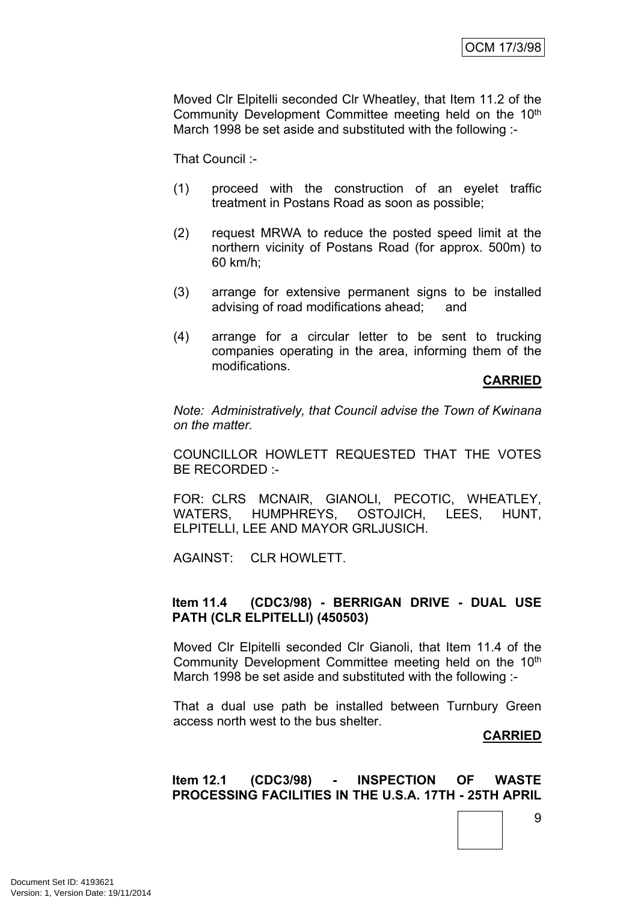Moved Clr Elpitelli seconded Clr Wheatley, that Item 11.2 of the Community Development Committee meeting held on the 10th March 1998 be set aside and substituted with the following :-

That Council :-

(1) proceed with the construction of an eyelet traffic treatment in Postans Road as soon as possible;

(2) request MRWA to reduce the posted speed limit at the northern vicinity of Postans Road (for approx. 500m) to 60 km/h;

(3) arrange for extensive permanent signs to be installed advising of road modifications ahead; and

(4) arrange for a circular letter to be sent to trucking companies operating in the area, informing them of the modifications.

**CARRIED**

*Note: Administratively, that Council advise the Town of Kwinana on the matter.*

COUNCILLOR HOWLETT REQUESTED THAT THE VOTES BE RECORDED :-

FOR: CLRS MCNAIR, GIANOLI, PECOTIC, WHEATLEY, WATERS, HUMPHREYS, OSTOJICH, LEES, HUNT, ELPITELLI, LEE AND MAYOR GRLJUSICH.

AGAINST: CLR HOWLETT.

**Item 11.4 (CDC3/98) - BERRIGAN DRIVE - DUAL USE PATH (CLR ELPITELLI) (450503)**

Moved Clr Elpitelli seconded Clr Gianoli, that Item 11.4 of the Community Development Committee meeting held on the 10th March 1998 be set aside and substituted with the following :-

That a dual use path be installed between Turnbury Green access north west to the bus shelter.

**CARRIED**

**Item 12.1 (CDC3/98) - INSPECTION OF WASTE PROCESSING FACILITIES IN THE U.S.A. 17TH - 25TH APRIL**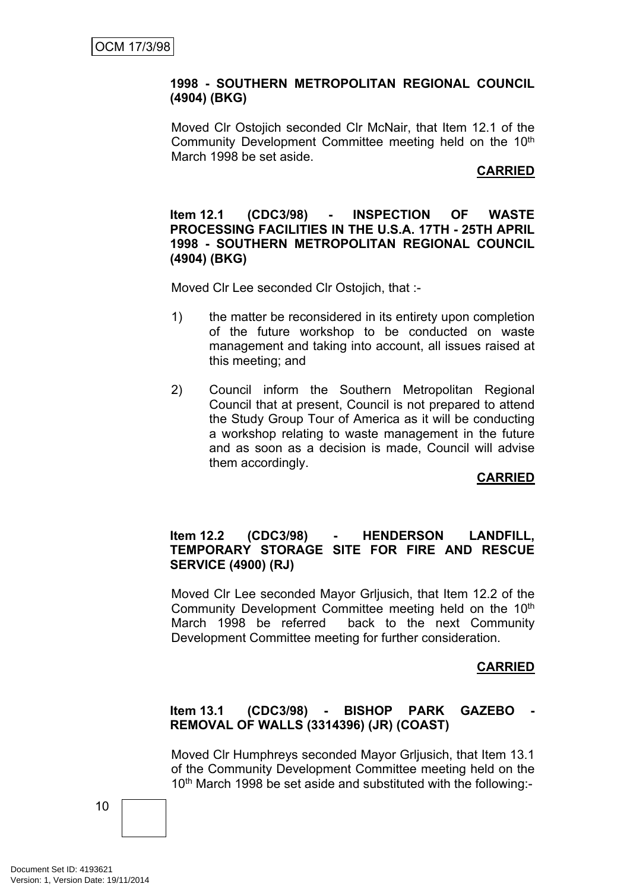**1998 - SOUTHERN METROPOLITAN REGIONAL COUNCIL (4904) (BKG)**

Moved Clr Ostojich seconded Clr McNair, that Item 12.1 of the Community Development Committee meeting held on the 10th March 1998 be set aside.

**CARRIED**

**Item 12.1 (CDC3/98) - INSPECTION OF WASTE PROCESSING FACILITIES IN THE U.S.A. 17TH - 25TH APRIL 1998 - SOUTHERN METROPOLITAN REGIONAL COUNCIL (4904) (BKG)**

Moved Clr Lee seconded Clr Ostojich, that :-

1) the matter be reconsidered in its entirety upon completion of the future workshop to be conducted on waste management and taking into account, all issues raised at this meeting; and

2) Council inform the Southern Metropolitan Regional Council that at present, Council is not prepared to attend the Study Group Tour of America as it will be conducting a workshop relating to waste management in the future and as soon as a decision is made, Council will advise them accordingly.

**CARRIED**

**Item 12.2 (CDC3/98) - HENDERSON LANDFILL, TEMPORARY STORAGE SITE FOR FIRE AND RESCUE SERVICE (4900) (RJ)**

Moved Clr Lee seconded Mayor Grljusich, that Item 12.2 of the Community Development Committee meeting held on the 10th March 1998 be referred back to the next Community Development Committee meeting for further consideration.

**CARRIED**

**Item 13.1 (CDC3/98) - BISHOP PARK GAZEBO - REMOVAL OF WALLS (3314396) (JR) (COAST)**

Moved Clr Humphreys seconded Mayor Grljusich, that Item 13.1 of the Community Development Committee meeting held on the 10th March 1998 be set aside and substituted with the following:-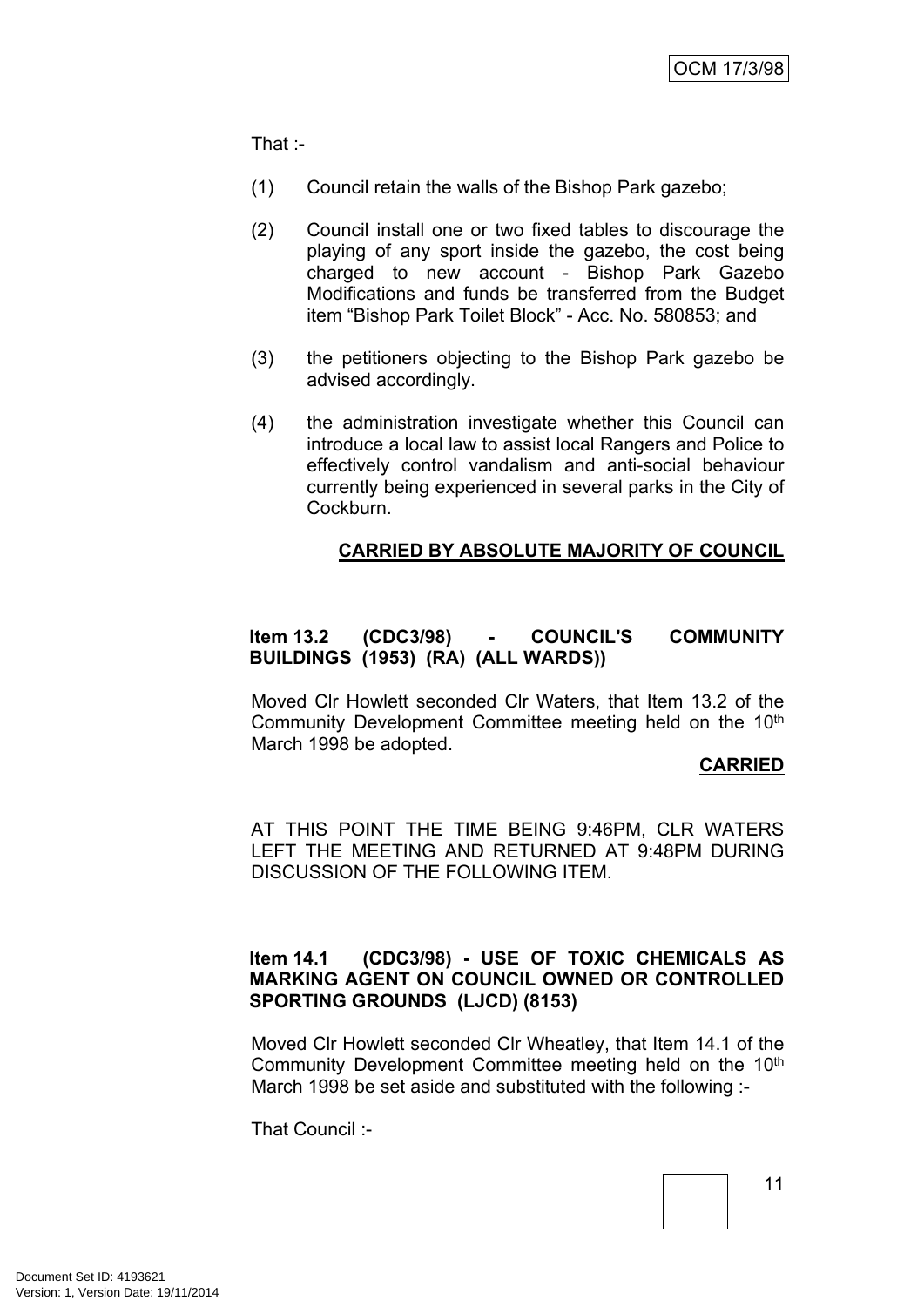That :-

(1) Council retain the walls of the Bishop Park gazebo;

(2) Council install one or two fixed tables to discourage the playing of any sport inside the gazebo, the cost being charged to new account - Bishop Park Gazebo Modifications and funds be transferred from the Budget item "Bishop Park Toilet Block" - Acc. No. 580853; and

(3) the petitioners objecting to the Bishop Park gazebo be advised accordingly.

(4) the administration investigate whether this Council can introduce a local law to assist local Rangers and Police to effectively control vandalism and anti-social behaviour currently being experienced in several parks in the City of Cockburn.

**CARRIED BY ABSOLUTE MAJORITY OF COUNCIL**

**Item 13.2 (CDC3/98) - COUNCIL'S COMMUNITY BUILDINGS (1953) (RA) (ALL WARDS))**

Moved Clr Howlett seconded Clr Waters, that Item 13.2 of the Community Development Committee meeting held on the 10th March 1998 be adopted.

**CARRIED**

AT THIS POINT THE TIME BEING 9:46PM, CLR WATERS LEFT THE MEETING AND RETURNED AT 9:48PM DURING DISCUSSION OF THE FOLLOWING ITEM.

**Item 14.1 (CDC3/98) - USE OF TOXIC CHEMICALS AS MARKING AGENT ON COUNCIL OWNED OR CONTROLLED SPORTING GROUNDS (LJCD) (8153)**

Moved Clr Howlett seconded Clr Wheatley, that Item 14.1 of the Community Development Committee meeting held on the 10th March 1998 be set aside and substituted with the following :-

That Council :-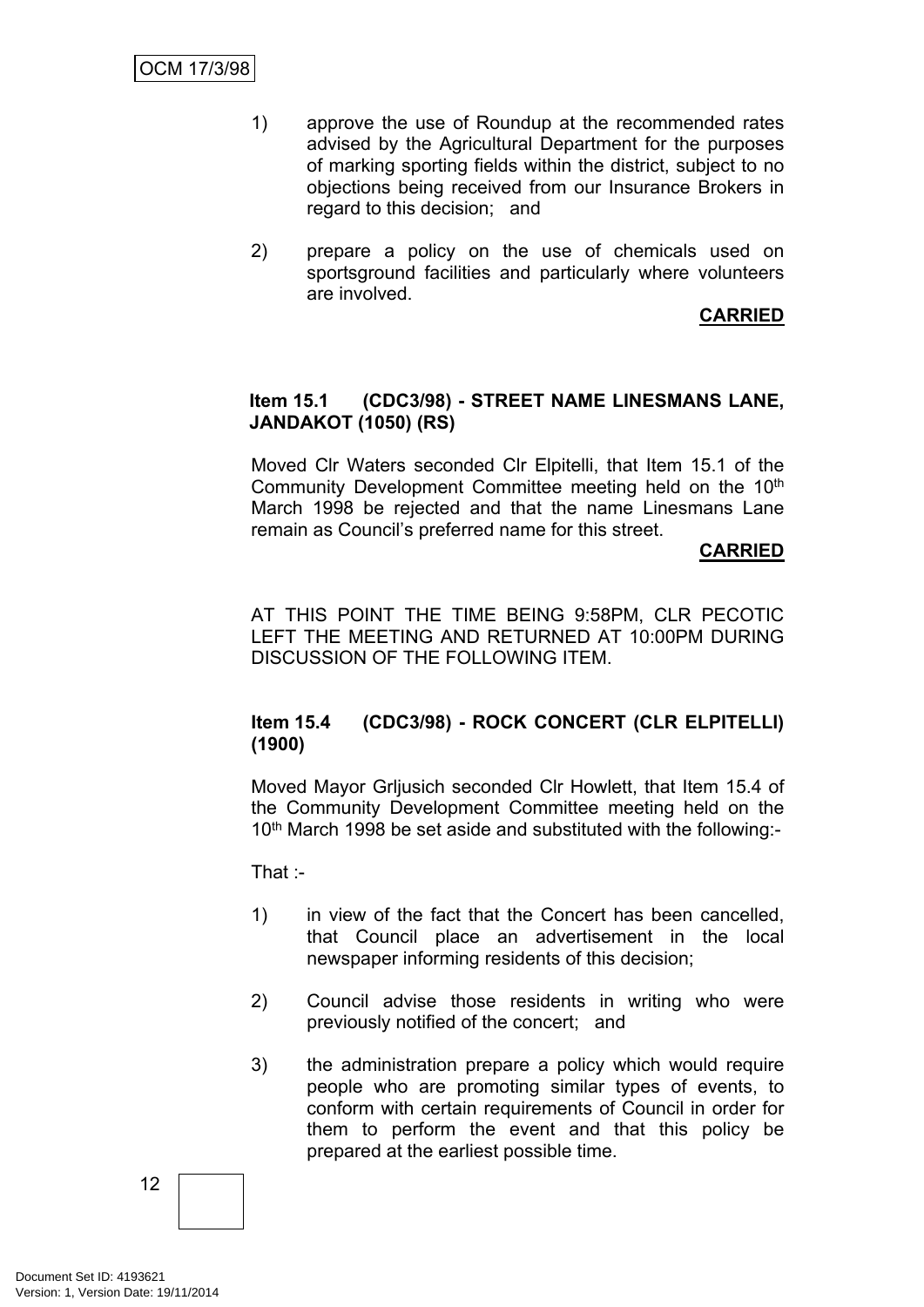1) approve the use of Roundup at the recommended rates advised by the Agricultural Department for the purposes of marking sporting fields within the district, subject to no objections being received from our Insurance Brokers in regard to this decision; and

2) prepare a policy on the use of chemicals used on sportsground facilities and particularly where volunteers are involved.

**CARRIED**

**Item 15.1 (CDC3/98) - STREET NAME LINESMANS LANE, JANDAKOT (1050) (RS)**

Moved Clr Waters seconded Clr Elpitelli, that Item 15.1 of the Community Development Committee meeting held on the 10th March 1998 be rejected and that the name Linesmans Lane remain as Council's preferred name for this street.

**CARRIED**

AT THIS POINT THE TIME BEING 9:58PM, CLR PECOTIC LEFT THE MEETING AND RETURNED AT 10:00PM DURING DISCUSSION OF THE FOLLOWING ITEM.

**Item 15.4 (CDC3/98) - ROCK CONCERT (CLR ELPITELLI) (1900)**

Moved Mayor Grljusich seconded Clr Howlett, that Item 15.4 of the Community Development Committee meeting held on the 10th March 1998 be set aside and substituted with the following:-

That :-

1) in view of the fact that the Concert has been cancelled, that Council place an advertisement in the local newspaper informing residents of this decision;

2) Council advise those residents in writing who were previously notified of the concert; and

3) the administration prepare a policy which would require people who are promoting similar types of events, to conform with certain requirements of Council in order for them to perform the event and that this policy be prepared at the earliest possible time.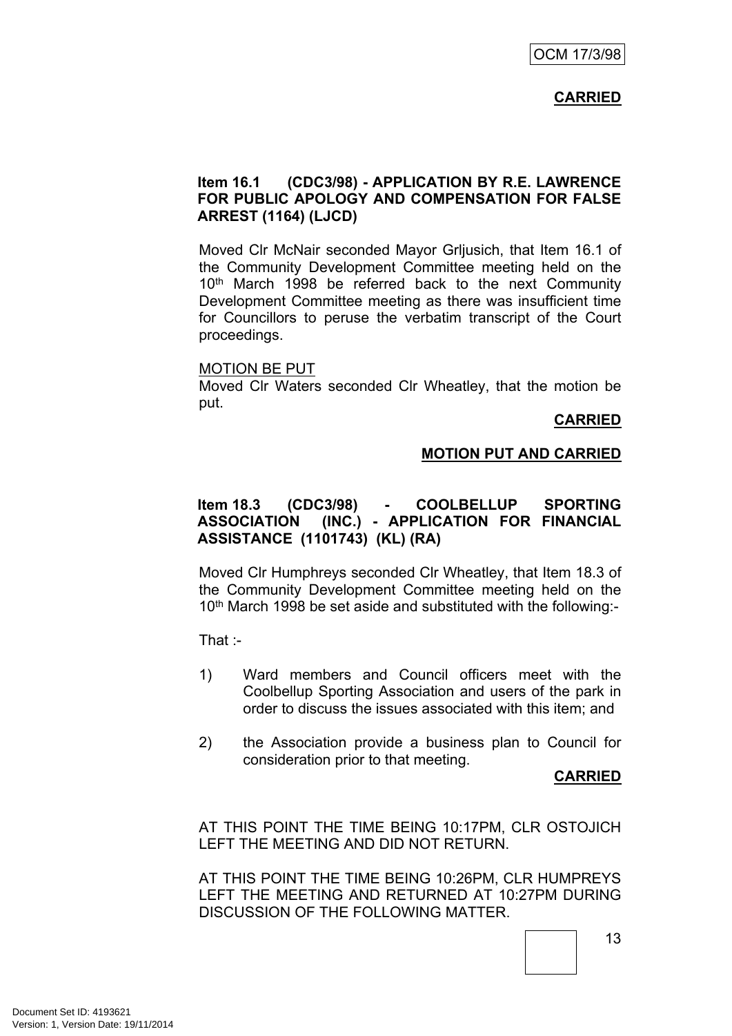**CARRIED**

**Item 16.1 (CDC3/98) - APPLICATION BY R.E. LAWRENCE FOR PUBLIC APOLOGY AND COMPENSATION FOR FALSE ARREST (1164) (LJCD)**

Moved Clr McNair seconded Mayor Grljusich, that Item 16.1 of the Community Development Committee meeting held on the 10th March 1998 be referred back to the next Community Development Committee meeting as there was insufficient time for Councillors to peruse the verbatim transcript of the Court proceedings.

MOTION BE PUT
Moved Clr Waters seconded Clr Wheatley, that the motion be put.

**CARRIED**

**MOTION PUT AND CARRIED**

**Item 18.3 (CDC3/98) - COOLBELLUP SPORTING ASSOCIATION (INC.) - APPLICATION FOR FINANCIAL ASSISTANCE (1101743) (KL) (RA)**

Moved Clr Humphreys seconded Clr Wheatley, that Item 18.3 of the Community Development Committee meeting held on the 10th March 1998 be set aside and substituted with the following:-

That :-

1) Ward members and Council officers meet with the Coolbellup Sporting Association and users of the park in order to discuss the issues associated with this item; and

2) the Association provide a business plan to Council for consideration prior to that meeting.

**CARRIED**

AT THIS POINT THE TIME BEING 10:17PM, CLR OSTOJICH LEFT THE MEETING AND DID NOT RETURN.

AT THIS POINT THE TIME BEING 10:26PM, CLR HUMPREYS LEFT THE MEETING AND RETURNED AT 10:27PM DURING DISCUSSION OF THE FOLLOWING MATTER.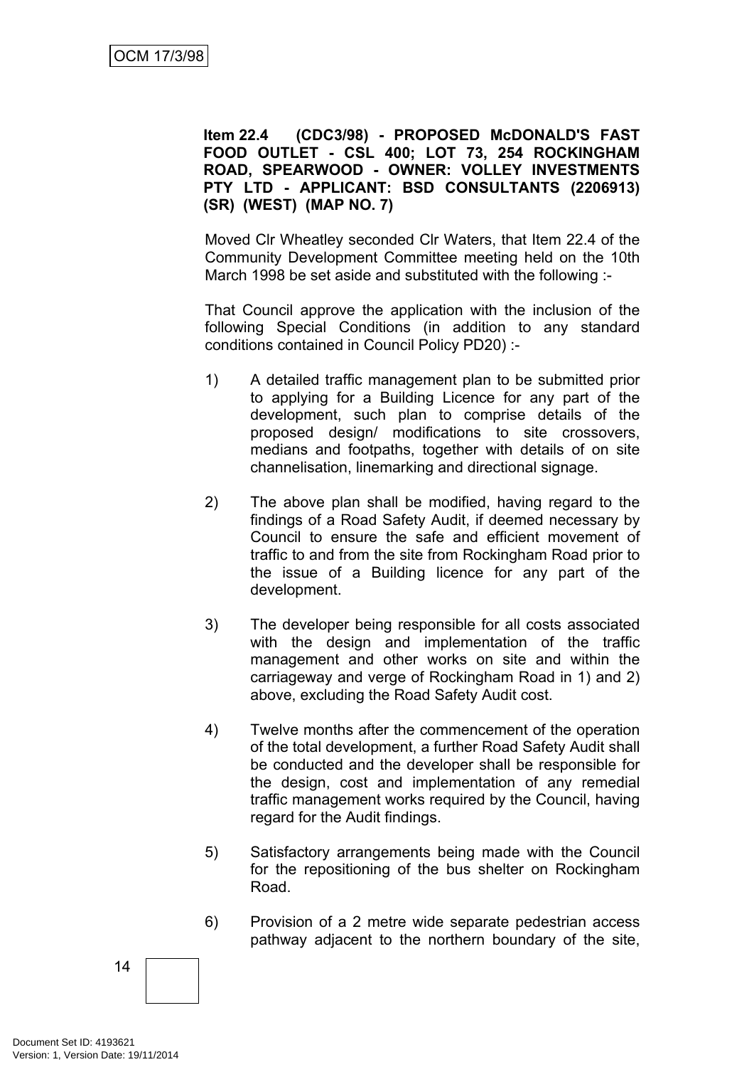**Item 22.4 (CDC3/98) - PROPOSED McDONALD'S FAST FOOD OUTLET - CSL 400; LOT 73, 254 ROCKINGHAM ROAD, SPEARWOOD - OWNER: VOLLEY INVESTMENTS PTY LTD - APPLICANT: BSD CONSULTANTS (2206913) (SR) (WEST) (MAP NO. 7)**

Moved Clr Wheatley seconded Clr Waters, that Item 22.4 of the Community Development Committee meeting held on the 10th March 1998 be set aside and substituted with the following :-

That Council approve the application with the inclusion of the following Special Conditions (in addition to any standard conditions contained in Council Policy PD20) :-

1) A detailed traffic management plan to be submitted prior to applying for a Building Licence for any part of the development, such plan to comprise details of the proposed design/ modifications to site crossovers, medians and footpaths, together with details of on site channelisation, linemarking and directional signage.

2) The above plan shall be modified, having regard to the findings of a Road Safety Audit, if deemed necessary by Council to ensure the safe and efficient movement of traffic to and from the site from Rockingham Road prior to the issue of a Building licence for any part of the development.

3) The developer being responsible for all costs associated with the design and implementation of the traffic management and other works on site and within the carriageway and verge of Rockingham Road in 1) and 2) above, excluding the Road Safety Audit cost.

4) Twelve months after the commencement of the operation of the total development, a further Road Safety Audit shall be conducted and the developer shall be responsible for the design, cost and implementation of any remedial traffic management works required by the Council, having regard for the Audit findings.

5) Satisfactory arrangements being made with the Council for the repositioning of the bus shelter on Rockingham Road.

6) Provision of a 2 metre wide separate pedestrian access pathway adjacent to the northern boundary of the site,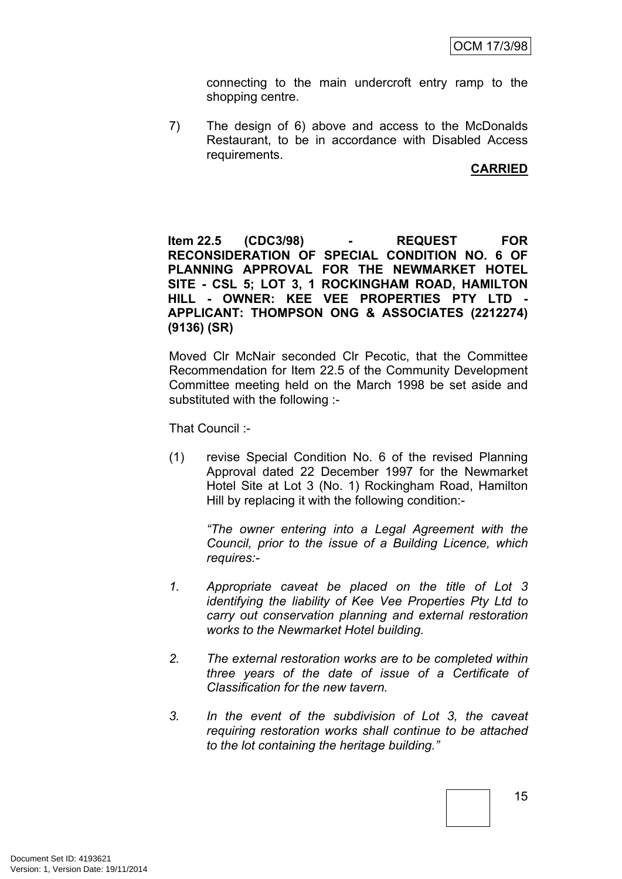connecting to the main undercroft entry ramp to the shopping centre.

7) The design of 6) above and access to the McDonalds Restaurant, to be in accordance with Disabled Access requirements.

**CARRIED**

**Item 22.5 (CDC3/98) - REQUEST FOR RECONSIDERATION OF SPECIAL CONDITION NO. 6 OF PLANNING APPROVAL FOR THE NEWMARKET HOTEL SITE - CSL 5; LOT 3, 1 ROCKINGHAM ROAD, HAMILTON HILL - OWNER: KEE VEE PROPERTIES PTY LTD - APPLICANT: THOMPSON ONG & ASSOCIATES (2212274) (9136) (SR)**

Moved Clr McNair seconded Clr Pecotic, that the Committee Recommendation for Item 22.5 of the Community Development Committee meeting held on the March 1998 be set aside and substituted with the following :-

That Council :-

(1) revise Special Condition No. 6 of the revised Planning Approval dated 22 December 1997 for the Newmarket Hotel Site at Lot 3 (No. 1) Rockingham Road, Hamilton Hill by replacing it with the following condition:-

*"The owner entering into a Legal Agreement with the Council, prior to the issue of a Building Licence, which requires:-*

*1. Appropriate caveat be placed on the title of Lot 3 identifying the liability of Kee Vee Properties Pty Ltd to carry out conservation planning and external restoration works to the Newmarket Hotel building.*

*2. The external restoration works are to be completed within three years of the date of issue of a Certificate of Classification for the new tavern.*

*3. In the event of the subdivision of Lot 3, the caveat requiring restoration works shall continue to be attached to the lot containing the heritage building."*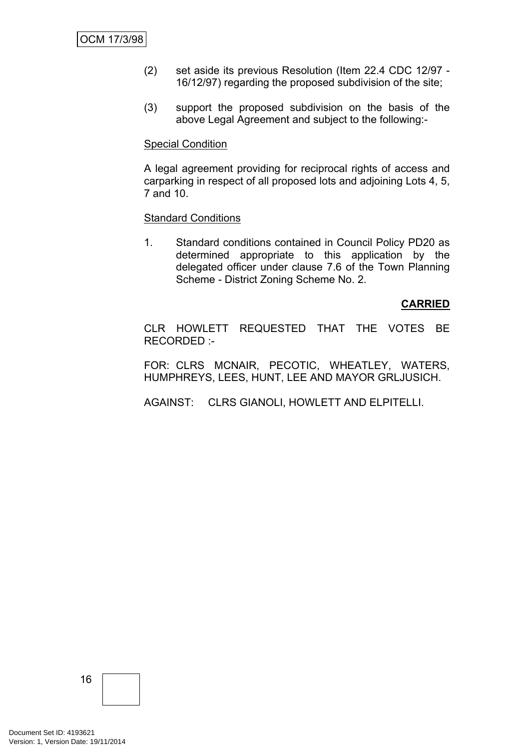(2) set aside its previous Resolution (Item 22.4 CDC 12/97 - 16/12/97) regarding the proposed subdivision of the site;

(3) support the proposed subdivision on the basis of the above Legal Agreement and subject to the following:-

Special Condition

A legal agreement providing for reciprocal rights of access and carparking in respect of all proposed lots and adjoining Lots 4, 5, 7 and 10.

Standard Conditions

1. Standard conditions contained in Council Policy PD20 as determined appropriate to this application by the delegated officer under clause 7.6 of the Town Planning Scheme - District Zoning Scheme No. 2.

**CARRIED**

CLR HOWLETT REQUESTED THAT THE VOTES BE RECORDED :-

FOR: CLRS MCNAIR, PECOTIC, WHEATLEY, WATERS, HUMPHREYS, LEES, HUNT, LEE AND MAYOR GRLJUSICH.

AGAINST: CLRS GIANOLI, HOWLETT AND ELPITELLI.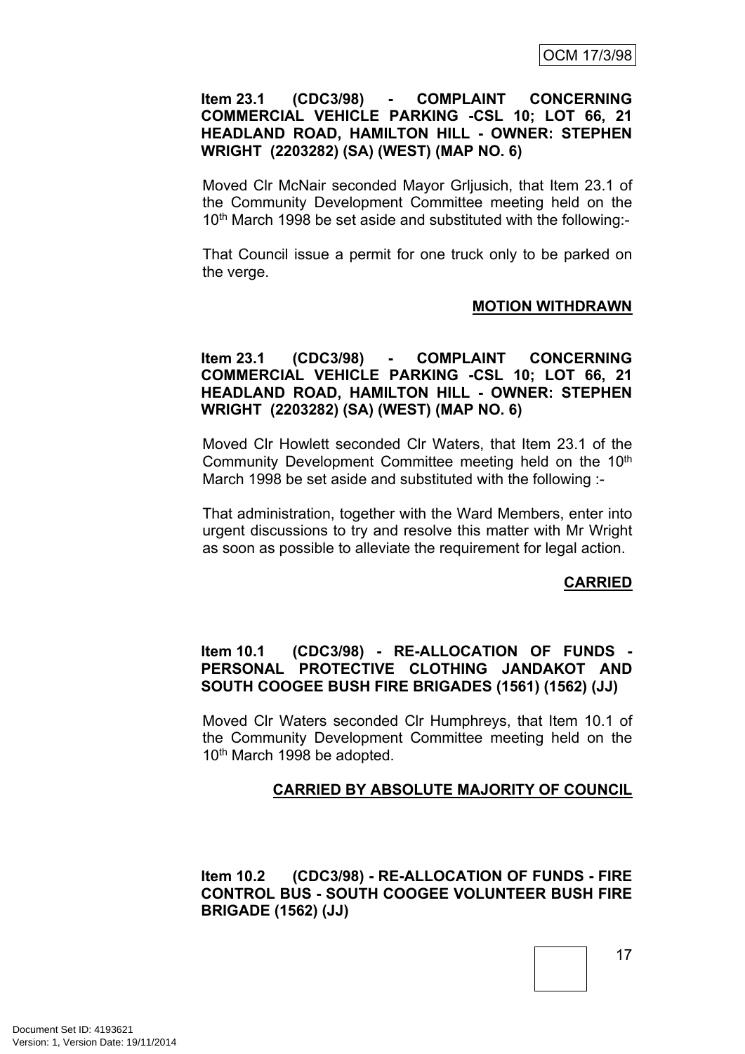**Item 23.1 (CDC3/98) - COMPLAINT CONCERNING COMMERCIAL VEHICLE PARKING -CSL 10; LOT 66, 21 HEADLAND ROAD, HAMILTON HILL - OWNER: STEPHEN WRIGHT (2203282) (SA) (WEST) (MAP NO. 6)**

Moved Clr McNair seconded Mayor Grljusich, that Item 23.1 of the Community Development Committee meeting held on the 10th March 1998 be set aside and substituted with the following:-

That Council issue a permit for one truck only to be parked on the verge.

**MOTION WITHDRAWN**

**Item 23.1 (CDC3/98) - COMPLAINT CONCERNING COMMERCIAL VEHICLE PARKING -CSL 10; LOT 66, 21 HEADLAND ROAD, HAMILTON HILL - OWNER: STEPHEN WRIGHT (2203282) (SA) (WEST) (MAP NO. 6)**

Moved Clr Howlett seconded Clr Waters, that Item 23.1 of the Community Development Committee meeting held on the 10th March 1998 be set aside and substituted with the following :-

That administration, together with the Ward Members, enter into urgent discussions to try and resolve this matter with Mr Wright as soon as possible to alleviate the requirement for legal action.

**CARRIED**

**Item 10.1 (CDC3/98) - RE-ALLOCATION OF FUNDS - PERSONAL PROTECTIVE CLOTHING JANDAKOT AND SOUTH COOGEE BUSH FIRE BRIGADES (1561) (1562) (JJ)**

Moved Clr Waters seconded Clr Humphreys, that Item 10.1 of the Community Development Committee meeting held on the 10th March 1998 be adopted.

**CARRIED BY ABSOLUTE MAJORITY OF COUNCIL**

**Item 10.2 (CDC3/98) - RE-ALLOCATION OF FUNDS - FIRE CONTROL BUS - SOUTH COOGEE VOLUNTEER BUSH FIRE BRIGADE (1562) (JJ)**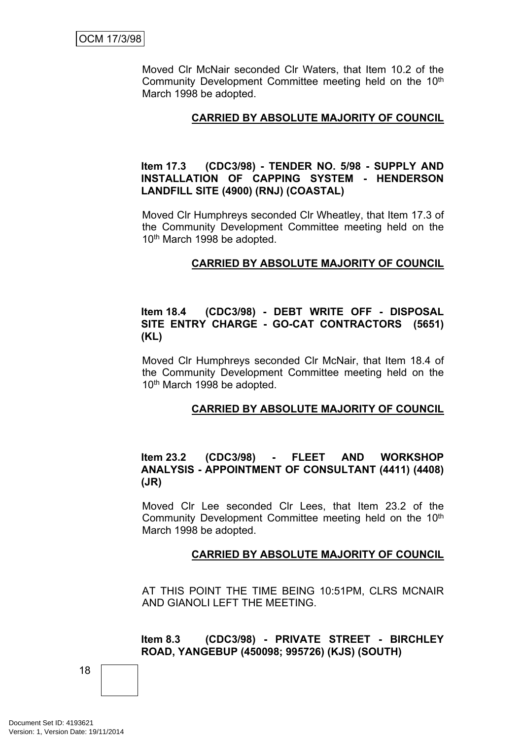Moved Clr McNair seconded Clr Waters, that Item 10.2 of the Community Development Committee meeting held on the 10th March 1998 be adopted.

**CARRIED BY ABSOLUTE MAJORITY OF COUNCIL**

**Item 17.3 (CDC3/98) - TENDER NO. 5/98 - SUPPLY AND INSTALLATION OF CAPPING SYSTEM - HENDERSON LANDFILL SITE (4900) (RNJ) (COASTAL)**

Moved Clr Humphreys seconded Clr Wheatley, that Item 17.3 of the Community Development Committee meeting held on the 10th March 1998 be adopted.

**CARRIED BY ABSOLUTE MAJORITY OF COUNCIL**

**Item 18.4 (CDC3/98) - DEBT WRITE OFF - DISPOSAL SITE ENTRY CHARGE - GO-CAT CONTRACTORS (5651) (KL)**

Moved Clr Humphreys seconded Clr McNair, that Item 18.4 of the Community Development Committee meeting held on the 10th March 1998 be adopted.

**CARRIED BY ABSOLUTE MAJORITY OF COUNCIL**

**Item 23.2 (CDC3/98) - FLEET AND WORKSHOP ANALYSIS - APPOINTMENT OF CONSULTANT (4411) (4408) (JR)**

Moved Clr Lee seconded Clr Lees, that Item 23.2 of the Community Development Committee meeting held on the 10th March 1998 be adopted.

**CARRIED BY ABSOLUTE MAJORITY OF COUNCIL**

AT THIS POINT THE TIME BEING 10:51PM, CLRS MCNAIR AND GIANOLI LEFT THE MEETING.

**Item 8.3 (CDC3/98) - PRIVATE STREET - BIRCHLEY ROAD, YANGEBUP (450098; 995726) (KJS) (SOUTH)**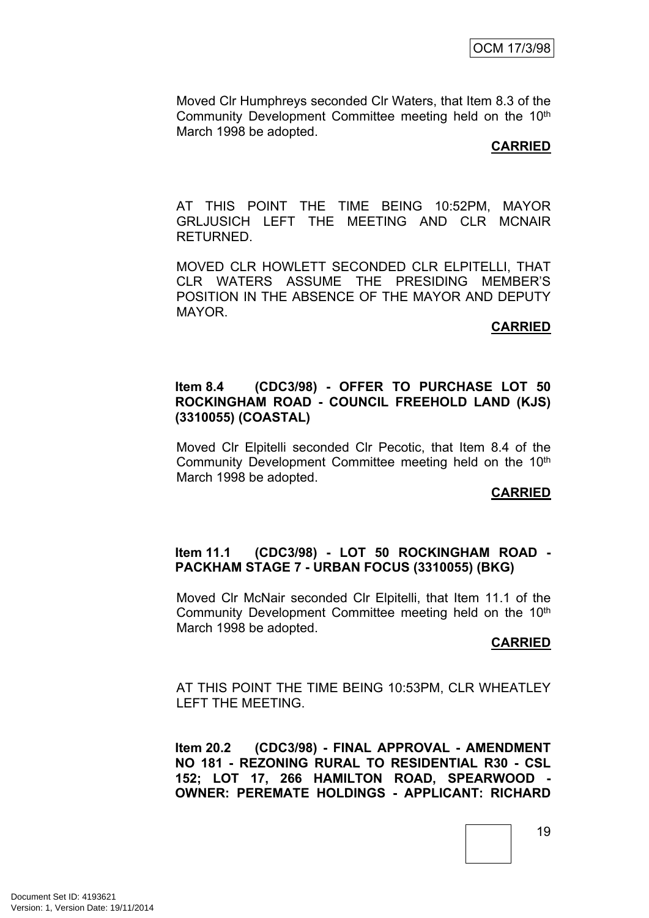Moved Clr Humphreys seconded Clr Waters, that Item 8.3 of the Community Development Committee meeting held on the 10th March 1998 be adopted.

**CARRIED**

AT THIS POINT THE TIME BEING 10:52PM, MAYOR GRLJUSICH LEFT THE MEETING AND CLR MCNAIR RETURNED.

MOVED CLR HOWLETT SECONDED CLR ELPITELLI, THAT CLR WATERS ASSUME THE PRESIDING MEMBER'S POSITION IN THE ABSENCE OF THE MAYOR AND DEPUTY MAYOR.

**CARRIED**

**Item 8.4 (CDC3/98) - OFFER TO PURCHASE LOT 50 ROCKINGHAM ROAD - COUNCIL FREEHOLD LAND (KJS) (3310055) (COASTAL)**

Moved Clr Elpitelli seconded Clr Pecotic, that Item 8.4 of the Community Development Committee meeting held on the 10th March 1998 be adopted.

**CARRIED**

**Item 11.1 (CDC3/98) - LOT 50 ROCKINGHAM ROAD - PACKHAM STAGE 7 - URBAN FOCUS (3310055) (BKG)**

Moved Clr McNair seconded Clr Elpitelli, that Item 11.1 of the Community Development Committee meeting held on the 10th March 1998 be adopted.

**CARRIED**

AT THIS POINT THE TIME BEING 10:53PM, CLR WHEATLEY LEFT THE MEETING.

**Item 20.2 (CDC3/98) - FINAL APPROVAL - AMENDMENT NO 181 - REZONING RURAL TO RESIDENTIAL R30 - CSL 152; LOT 17, 266 HAMILTON ROAD, SPEARWOOD - OWNER: PEREMATE HOLDINGS - APPLICANT: RICHARD**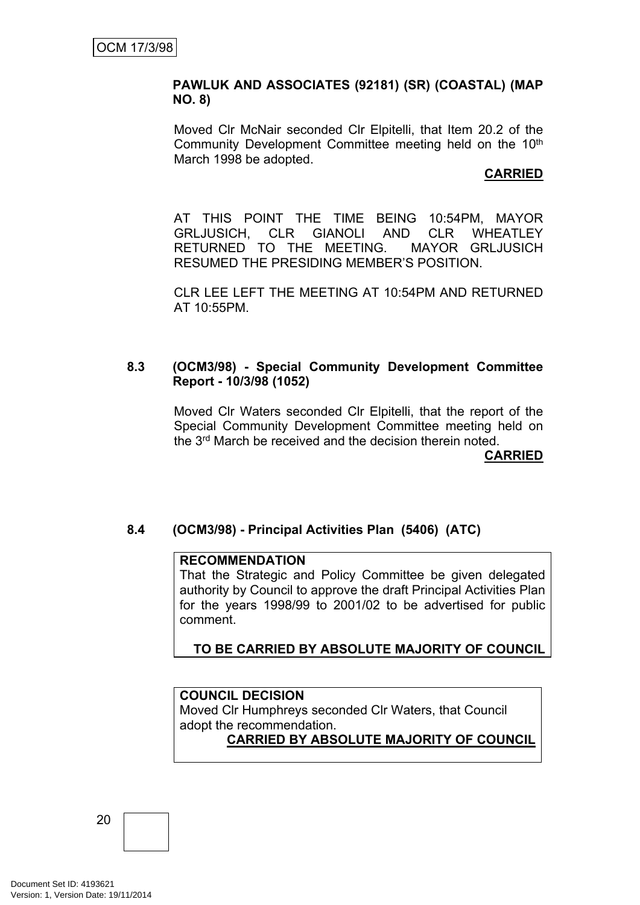**PAWLUK AND ASSOCIATES (92181) (SR) (COASTAL) (MAP NO. 8)**

Moved Clr McNair seconded Clr Elpitelli, that Item 20.2 of the Community Development Committee meeting held on the 10th March 1998 be adopted.

**CARRIED**

AT THIS POINT THE TIME BEING 10:54PM, MAYOR GRLJUSICH, CLR GIANOLI AND CLR WHEATLEY RETURNED TO THE MEETING. MAYOR GRLJUSICH RESUMED THE PRESIDING MEMBER'S POSITION.

CLR LEE LEFT THE MEETING AT 10:54PM AND RETURNED AT 10:55PM.

### 8.3 (OCM3/98) - Special Community Development Committee Report - 10/3/98 (1052)

Moved Clr Waters seconded Clr Elpitelli, that the report of the Special Community Development Committee meeting held on the 3rd March be received and the decision therein noted.

**CARRIED**

### 8.4 (OCM3/98) - Principal Activities Plan (5406) (ATC)

**RECOMMENDATION**

That the Strategic and Policy Committee be given delegated authority by Council to approve the draft Principal Activities Plan for the years 1998/99 to 2001/02 to be advertised for public comment.

**TO BE CARRIED BY ABSOLUTE MAJORITY OF COUNCIL**

**COUNCIL DECISION**

Moved Clr Humphreys seconded Clr Waters, that Council adopt the recommendation.

**CARRIED BY ABSOLUTE MAJORITY OF COUNCIL**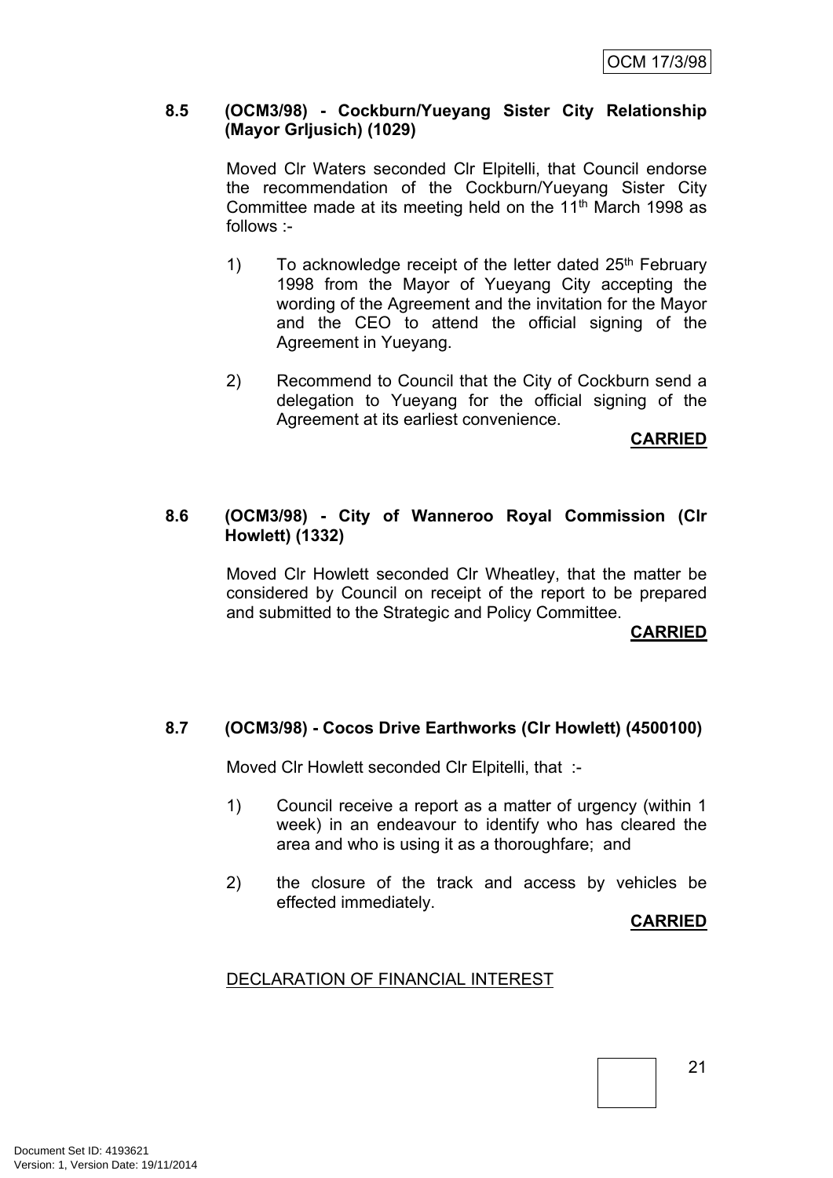### 8.5 (OCM3/98) - Cockburn/Yueyang Sister City Relationship (Mayor Grljusich) (1029)

Moved Clr Waters seconded Clr Elpitelli, that Council endorse the recommendation of the Cockburn/Yueyang Sister City Committee made at its meeting held on the 11th March 1998 as follows :-

1) To acknowledge receipt of the letter dated 25th February 1998 from the Mayor of Yueyang City accepting the wording of the Agreement and the invitation for the Mayor and the CEO to attend the official signing of the Agreement in Yueyang.

2) Recommend to Council that the City of Cockburn send a delegation to Yueyang for the official signing of the Agreement at its earliest convenience.

**CARRIED**

### 8.6 (OCM3/98) - City of Wanneroo Royal Commission (Clr Howlett) (1332)

Moved Clr Howlett seconded Clr Wheatley, that the matter be considered by Council on receipt of the report to be prepared and submitted to the Strategic and Policy Committee.

**CARRIED**

### 8.7 (OCM3/98) - Cocos Drive Earthworks (Clr Howlett) (4500100)

Moved Clr Howlett seconded Clr Elpitelli, that :-

1) Council receive a report as a matter of urgency (within 1 week) in an endeavour to identify who has cleared the area and who is using it as a thoroughfare; and

2) the closure of the track and access by vehicles be effected immediately.

**CARRIED**

DECLARATION OF FINANCIAL INTEREST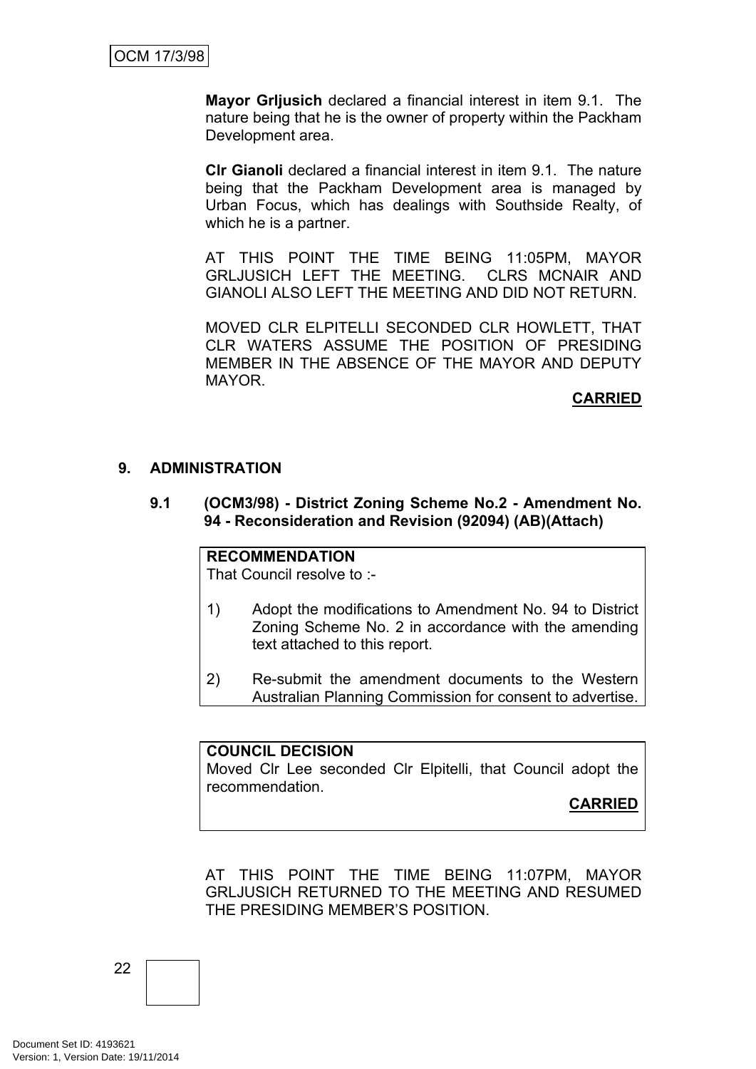**Mayor Grljusich** declared a financial interest in item 9.1. The nature being that he is the owner of property within the Packham Development area.

**Clr Gianoli** declared a financial interest in item 9.1. The nature being that the Packham Development area is managed by Urban Focus, which has dealings with Southside Realty, of which he is a partner.

AT THIS POINT THE TIME BEING 11:05PM, MAYOR GRLJUSICH LEFT THE MEETING. CLRS MCNAIR AND GIANOLI ALSO LEFT THE MEETING AND DID NOT RETURN.

MOVED CLR ELPITELLI SECONDED CLR HOWLETT, THAT CLR WATERS ASSUME THE POSITION OF PRESIDING MEMBER IN THE ABSENCE OF THE MAYOR AND DEPUTY MAYOR.

**CARRIED**

## 9. ADMINISTRATION

### 9.1 (OCM3/98) - District Zoning Scheme No.2 - Amendment No. 94 - Reconsideration and Revision (92094) (AB)(Attach)

**RECOMMENDATION**
That Council resolve to :-

1) Adopt the modifications to Amendment No. 94 to District Zoning Scheme No. 2 in accordance with the amending text attached to this report.

2) Re-submit the amendment documents to the Western Australian Planning Commission for consent to advertise.

**COUNCIL DECISION**
Moved Clr Lee seconded Clr Elpitelli, that Council adopt the recommendation.

**CARRIED**

AT THIS POINT THE TIME BEING 11:07PM, MAYOR GRLJUSICH RETURNED TO THE MEETING AND RESUMED THE PRESIDING MEMBER'S POSITION.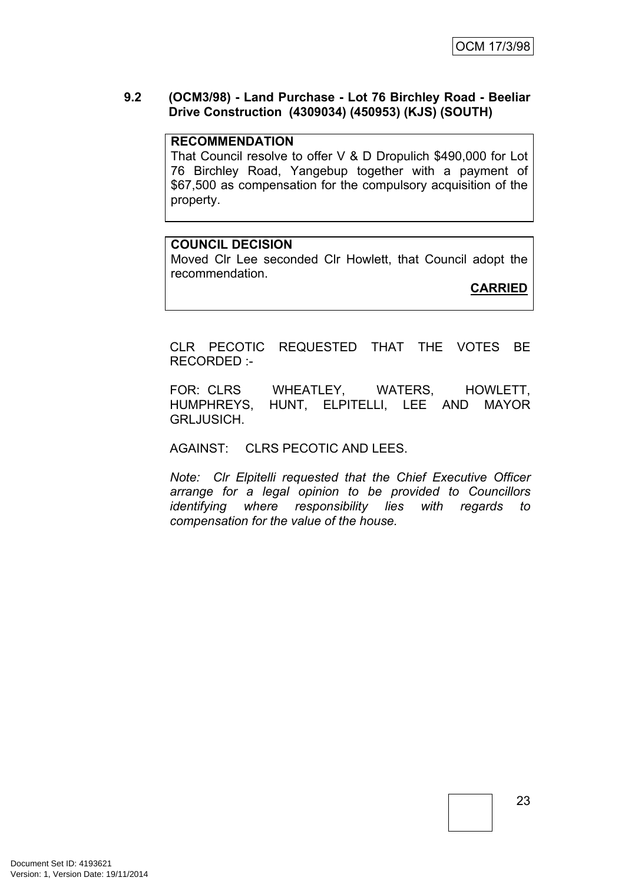### 9.2 (OCM3/98) - Land Purchase - Lot 76 Birchley Road - Beeliar Drive Construction (4309034) (450953) (KJS) (SOUTH)

**RECOMMENDATION**

That Council resolve to offer V & D Dropulich $490,000 for Lot 76 Birchley Road, Yangebup together with a payment of $67,500 as compensation for the compulsory acquisition of the property.

**COUNCIL DECISION**

Moved Clr Lee seconded Clr Howlett, that Council adopt the recommendation.

**CARRIED**

CLR PECOTIC REQUESTED THAT THE VOTES BE RECORDED :-

FOR: CLRS WHEATLEY, WATERS, HOWLETT, HUMPHREYS, HUNT, ELPITELLI, LEE AND MAYOR GRLJUSICH.

AGAINST: CLRS PECOTIC AND LEES.

*Note: Clr Elpitelli requested that the Chief Executive Officer arrange for a legal opinion to be provided to Councillors identifying where responsibility lies with regards to compensation for the value of the house.*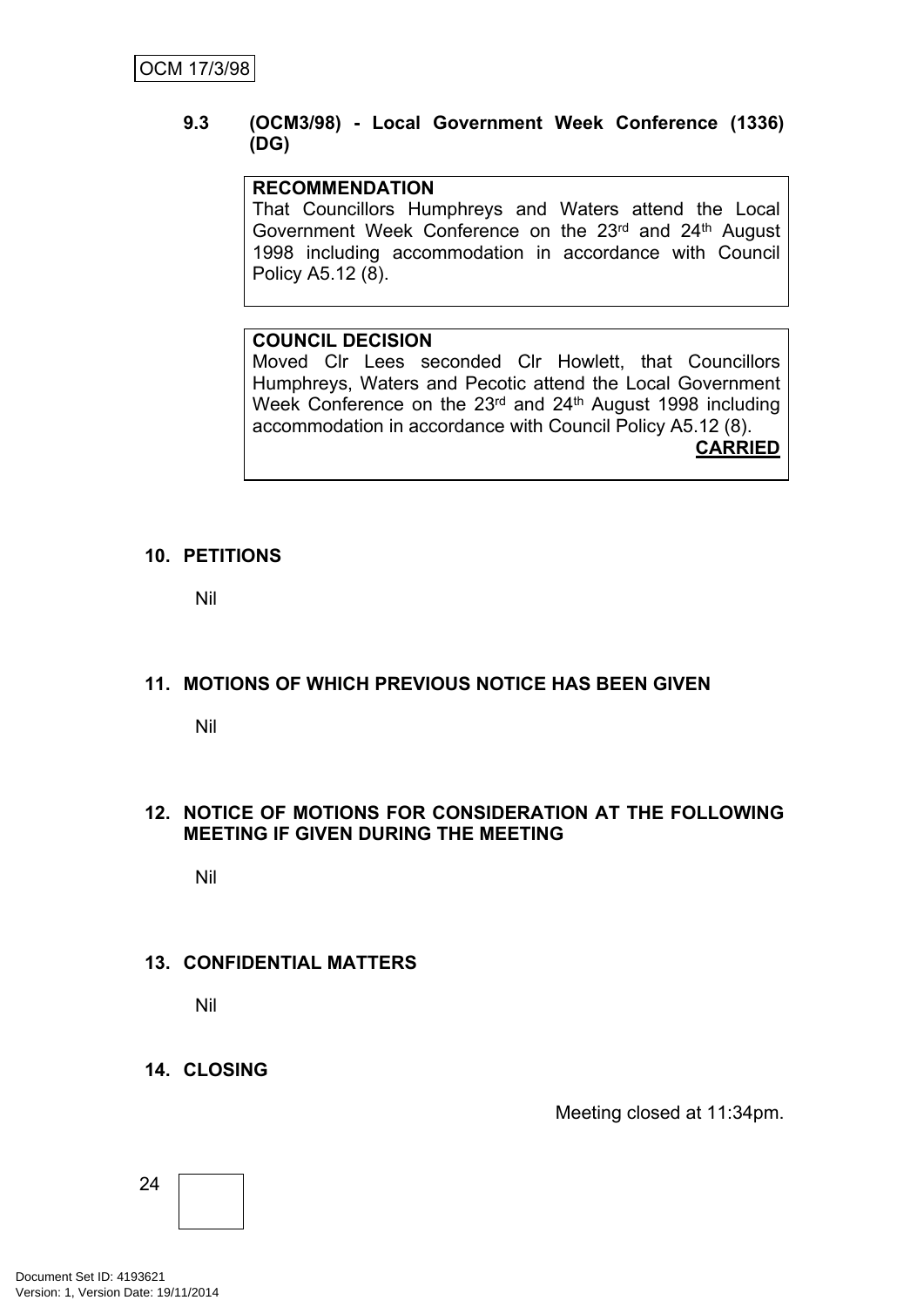### 9.3 (OCM3/98) - Local Government Week Conference (1336) (DG)

**RECOMMENDATION**
That Councillors Humphreys and Waters attend the Local Government Week Conference on the 23rd and 24th August 1998 including accommodation in accordance with Council Policy A5.12 (8).

**COUNCIL DECISION**
Moved Clr Lees seconded Clr Howlett, that Councillors Humphreys, Waters and Pecotic attend the Local Government Week Conference on the 23rd and 24th August 1998 including accommodation in accordance with Council Policy A5.12 (8).

**CARRIED**

## 10. PETITIONS

Nil

## 11. MOTIONS OF WHICH PREVIOUS NOTICE HAS BEEN GIVEN

Nil

## 12. NOTICE OF MOTIONS FOR CONSIDERATION AT THE FOLLOWING MEETING IF GIVEN DURING THE MEETING

Nil

## 13. CONFIDENTIAL MATTERS

Nil

## 14. CLOSING

Meeting closed at 11:34pm.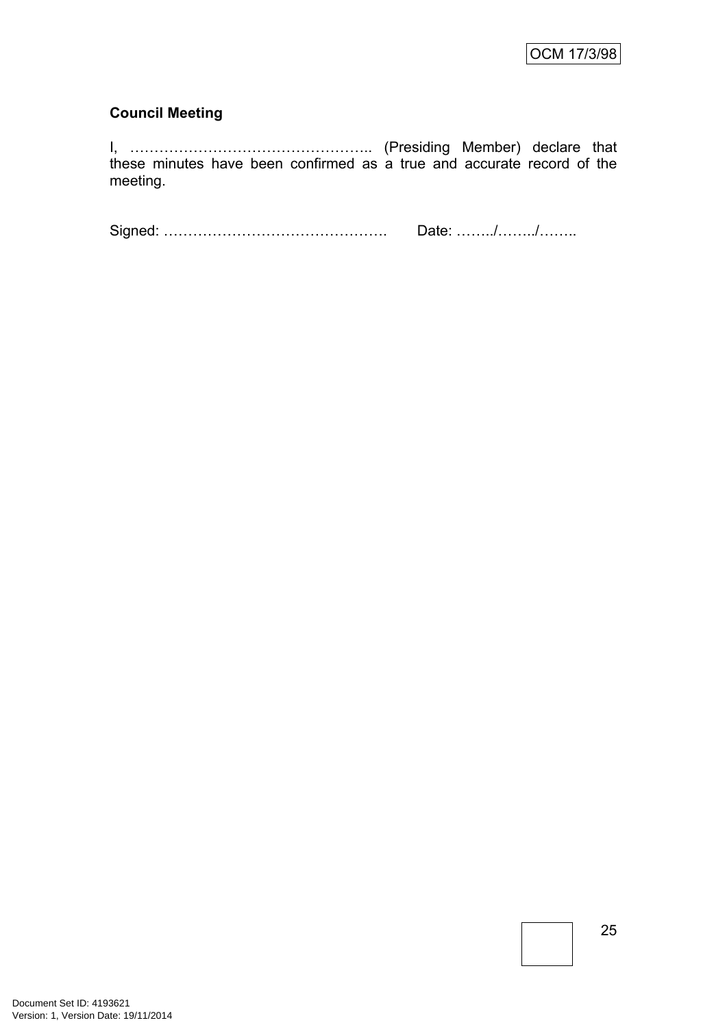**Council Meeting**

I, ………………………………………….. (Presiding Member) declare that these minutes have been confirmed as a true and accurate record of the meeting.

Signed: ……………………………………….       Date: ……../……../……..